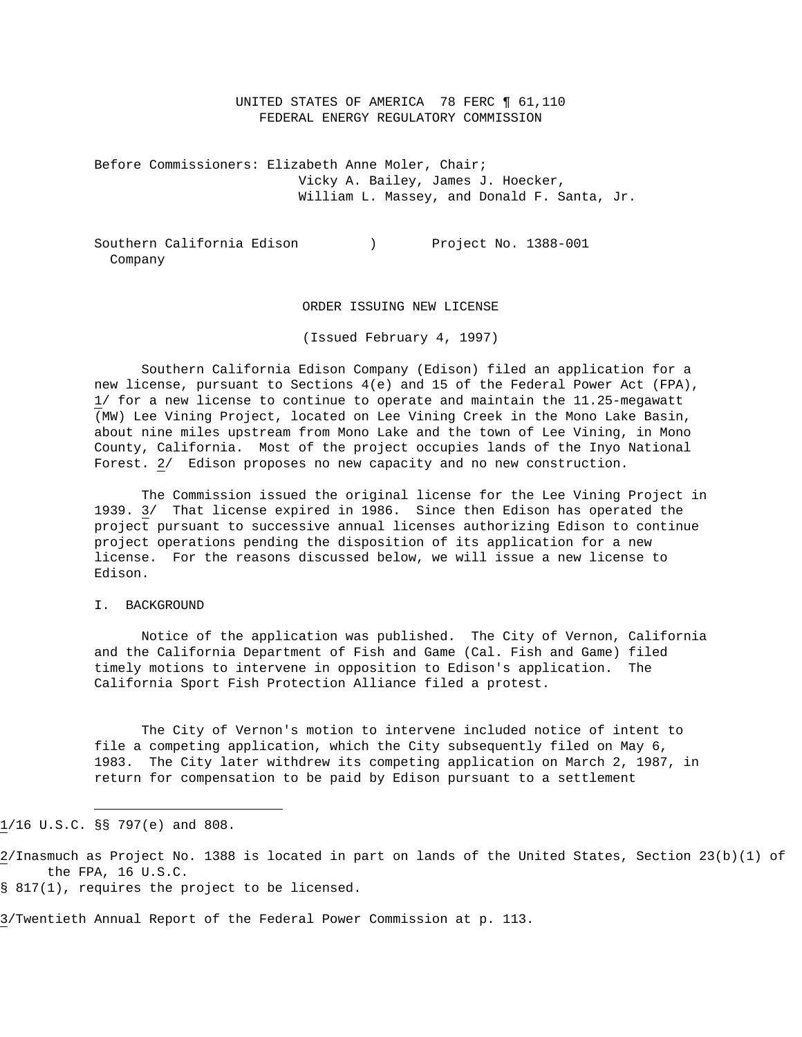UNITED STATES OF AMERICA 78 FERC ¶ 61,110
FEDERAL ENERGY REGULATORY COMMISSION

Before Commissioners: Elizabeth Anne Moler, Chair;
Vicky A. Bailey, James J. Hoecker,
William L. Massey, and Donald F. Santa, Jr.

Southern California Edison Company ) Project No. 1388-001

ORDER ISSUING NEW LICENSE

(Issued February 4, 1997)

Southern California Edison Company (Edison) filed an application for a new license, pursuant to Sections 4(e) and 15 of the Federal Power Act (FPA), 1/ for a new license to continue to operate and maintain the 11.25-megawatt (MW) Lee Vining Project, located on Lee Vining Creek in the Mono Lake Basin, about nine miles upstream from Mono Lake and the town of Lee Vining, in Mono County, California. Most of the project occupies lands of the Inyo National Forest. 2/ Edison proposes no new capacity and no new construction.

The Commission issued the original license for the Lee Vining Project in 1939. 3/ That license expired in 1986. Since then Edison has operated the project pursuant to successive annual licenses authorizing Edison to continue project operations pending the disposition of its application for a new license. For the reasons discussed below, we will issue a new license to Edison.

## I. BACKGROUND

Notice of the application was published. The City of Vernon, California and the California Department of Fish and Game (Cal. Fish and Game) filed timely motions to intervene in opposition to Edison's application. The California Sport Fish Protection Alliance filed a protest.

The City of Vernon's motion to intervene included notice of intent to file a competing application, which the City subsequently filed on May 6, 1983. The City later withdrew its competing application on March 2, 1987, in return for compensation to be paid by Edison pursuant to a settlement

---

1/16 U.S.C. §§ 797(e) and 808.

2/Inasmuch as Project No. 1388 is located in part on lands of the United States, Section 23(b)(1) of the FPA, 16 U.S.C. § 817(1), requires the project to be licensed.

3/Twentieth Annual Report of the Federal Power Commission at p. 113.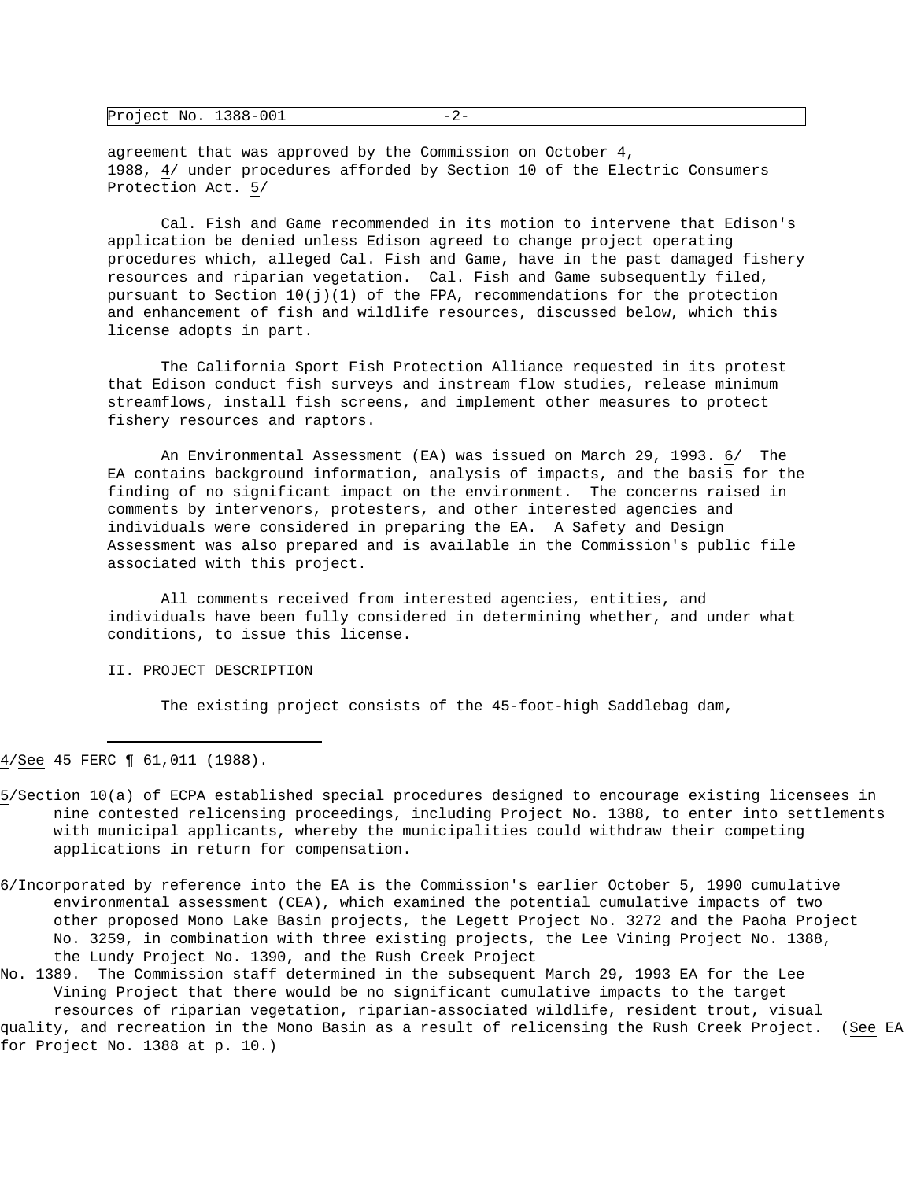agreement that was approved by the Commission on October 4, 1988, 4/ under procedures afforded by Section 10 of the Electric Consumers Protection Act. 5/

Cal. Fish and Game recommended in its motion to intervene that Edison's application be denied unless Edison agreed to change project operating procedures which, alleged Cal. Fish and Game, have in the past damaged fishery resources and riparian vegetation. Cal. Fish and Game subsequently filed, pursuant to Section 10(j)(1) of the FPA, recommendations for the protection and enhancement of fish and wildlife resources, discussed below, which this license adopts in part.

The California Sport Fish Protection Alliance requested in its protest that Edison conduct fish surveys and instream flow studies, release minimum streamflows, install fish screens, and implement other measures to protect fishery resources and raptors.

An Environmental Assessment (EA) was issued on March 29, 1993. 6/ The EA contains background information, analysis of impacts, and the basis for the finding of no significant impact on the environment. The concerns raised in comments by intervenors, protesters, and other interested agencies and individuals were considered in preparing the EA. A Safety and Design Assessment was also prepared and is available in the Commission's public file associated with this project.

All comments received from interested agencies, entities, and individuals have been fully considered in determining whether, and under what conditions, to issue this license.

## II. PROJECT DESCRIPTION

The existing project consists of the 45-foot-high Saddlebag dam,

---

4/ See 45 FERC ¶ 61,011 (1988).

5/ Section 10(a) of ECPA established special procedures designed to encourage existing licensees in nine contested relicensing proceedings, including Project No. 1388, to enter into settlements with municipal applicants, whereby the municipalities could withdraw their competing applications in return for compensation.

6/ Incorporated by reference into the EA is the Commission's earlier October 5, 1990 cumulative environmental assessment (CEA), which examined the potential cumulative impacts of two other proposed Mono Lake Basin projects, the Legett Project No. 3272 and the Paoha Project No. 3259, in combination with three existing projects, the Lee Vining Project No. 1388, the Lundy Project No. 1390, and the Rush Creek Project No. 1389. The Commission staff determined in the subsequent March 29, 1993 EA for the Lee Vining Project that there would be no significant cumulative impacts to the target resources of riparian vegetation, riparian-associated wildlife, resident trout, visual quality, and recreation in the Mono Basin as a result of relicensing the Rush Creek Project. (See EA for Project No. 1388 at p. 10.)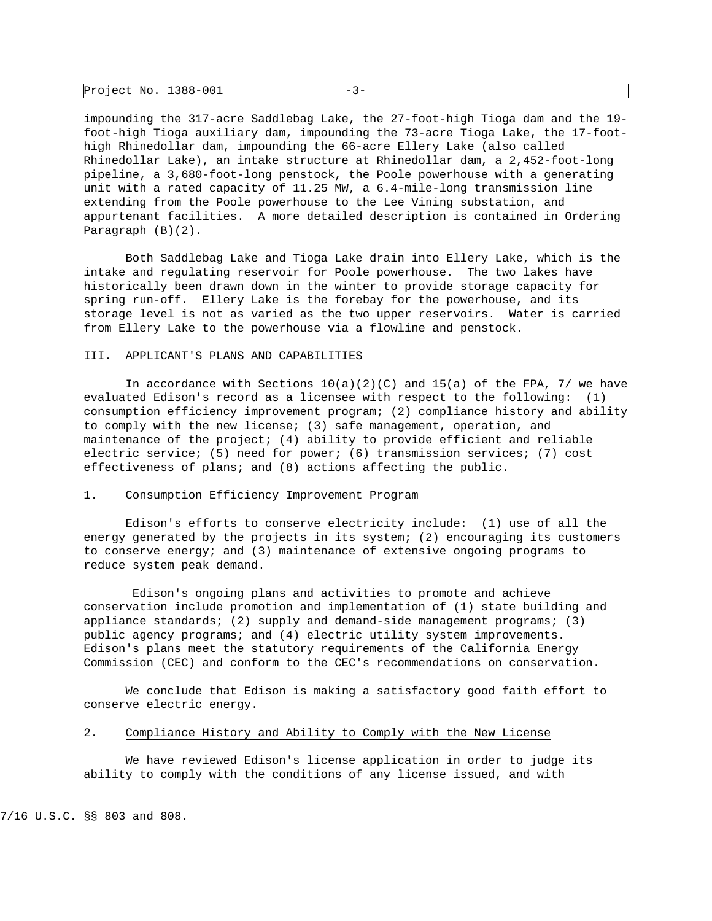impounding the 317-acre Saddlebag Lake, the 27-foot-high Tioga dam and the 19-foot-high Tioga auxiliary dam, impounding the 73-acre Tioga Lake, the 17-foot-high Rhinedollar dam, impounding the 66-acre Ellery Lake (also called Rhinedollar Lake), an intake structure at Rhinedollar dam, a 2,452-foot-long pipeline, a 3,680-foot-long penstock, the Poole powerhouse with a generating unit with a rated capacity of 11.25 MW, a 6.4-mile-long transmission line extending from the Poole powerhouse to the Lee Vining substation, and appurtenant facilities. A more detailed description is contained in Ordering Paragraph (B)(2).

Both Saddlebag Lake and Tioga Lake drain into Ellery Lake, which is the intake and regulating reservoir for Poole powerhouse. The two lakes have historically been drawn down in the winter to provide storage capacity for spring run-off. Ellery Lake is the forebay for the powerhouse, and its storage level is not as varied as the two upper reservoirs. Water is carried from Ellery Lake to the powerhouse via a flowline and penstock.

## III. APPLICANT'S PLANS AND CAPABILITIES

In accordance with Sections 10(a)(2)(C) and 15(a) of the FPA, 7/ we have evaluated Edison's record as a licensee with respect to the following: (1) consumption efficiency improvement program; (2) compliance history and ability to comply with the new license; (3) safe management, operation, and maintenance of the project; (4) ability to provide efficient and reliable electric service; (5) need for power; (6) transmission services; (7) cost effectiveness of plans; and (8) actions affecting the public.

### 1. Consumption Efficiency Improvement Program

Edison's efforts to conserve electricity include: (1) use of all the energy generated by the projects in its system; (2) encouraging its customers to conserve energy; and (3) maintenance of extensive ongoing programs to reduce system peak demand.

Edison's ongoing plans and activities to promote and achieve conservation include promotion and implementation of (1) state building and appliance standards; (2) supply and demand-side management programs; (3) public agency programs; and (4) electric utility system improvements. Edison's plans meet the statutory requirements of the California Energy Commission (CEC) and conform to the CEC's recommendations on conservation.

We conclude that Edison is making a satisfactory good faith effort to conserve electric energy.

### 2. Compliance History and Ability to Comply with the New License

We have reviewed Edison's license application in order to judge its ability to comply with the conditions of any license issued, and with

---

7/16 U.S.C. §§ 803 and 808.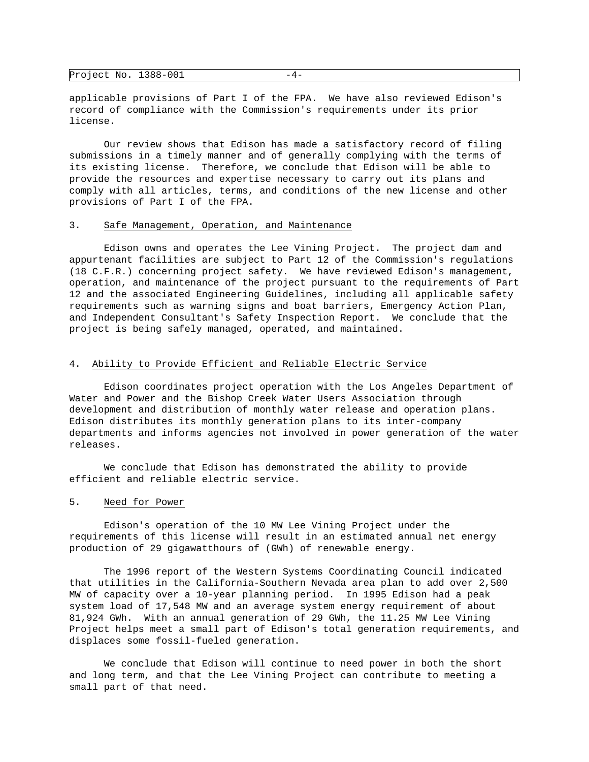applicable provisions of Part I of the FPA. We have also reviewed Edison's record of compliance with the Commission's requirements under its prior license.

Our review shows that Edison has made a satisfactory record of filing submissions in a timely manner and of generally complying with the terms of its existing license. Therefore, we conclude that Edison will be able to provide the resources and expertise necessary to carry out its plans and comply with all articles, terms, and conditions of the new license and other provisions of Part I of the FPA.

3. Safe Management, Operation, and Maintenance

Edison owns and operates the Lee Vining Project. The project dam and appurtenant facilities are subject to Part 12 of the Commission's regulations (18 C.F.R.) concerning project safety. We have reviewed Edison's management, operation, and maintenance of the project pursuant to the requirements of Part 12 and the associated Engineering Guidelines, including all applicable safety requirements such as warning signs and boat barriers, Emergency Action Plan, and Independent Consultant's Safety Inspection Report. We conclude that the project is being safely managed, operated, and maintained.

4. Ability to Provide Efficient and Reliable Electric Service

Edison coordinates project operation with the Los Angeles Department of Water and Power and the Bishop Creek Water Users Association through development and distribution of monthly water release and operation plans. Edison distributes its monthly generation plans to its inter-company departments and informs agencies not involved in power generation of the water releases.

We conclude that Edison has demonstrated the ability to provide efficient and reliable electric service.

5. Need for Power

Edison's operation of the 10 MW Lee Vining Project under the requirements of this license will result in an estimated annual net energy production of 29 gigawatthours of (GWh) of renewable energy.

The 1996 report of the Western Systems Coordinating Council indicated that utilities in the California-Southern Nevada area plan to add over 2,500 MW of capacity over a 10-year planning period. In 1995 Edison had a peak system load of 17,548 MW and an average system energy requirement of about 81,924 GWh. With an annual generation of 29 GWh, the 11.25 MW Lee Vining Project helps meet a small part of Edison's total generation requirements, and displaces some fossil-fueled generation.

We conclude that Edison will continue to need power in both the short and long term, and that the Lee Vining Project can contribute to meeting a small part of that need.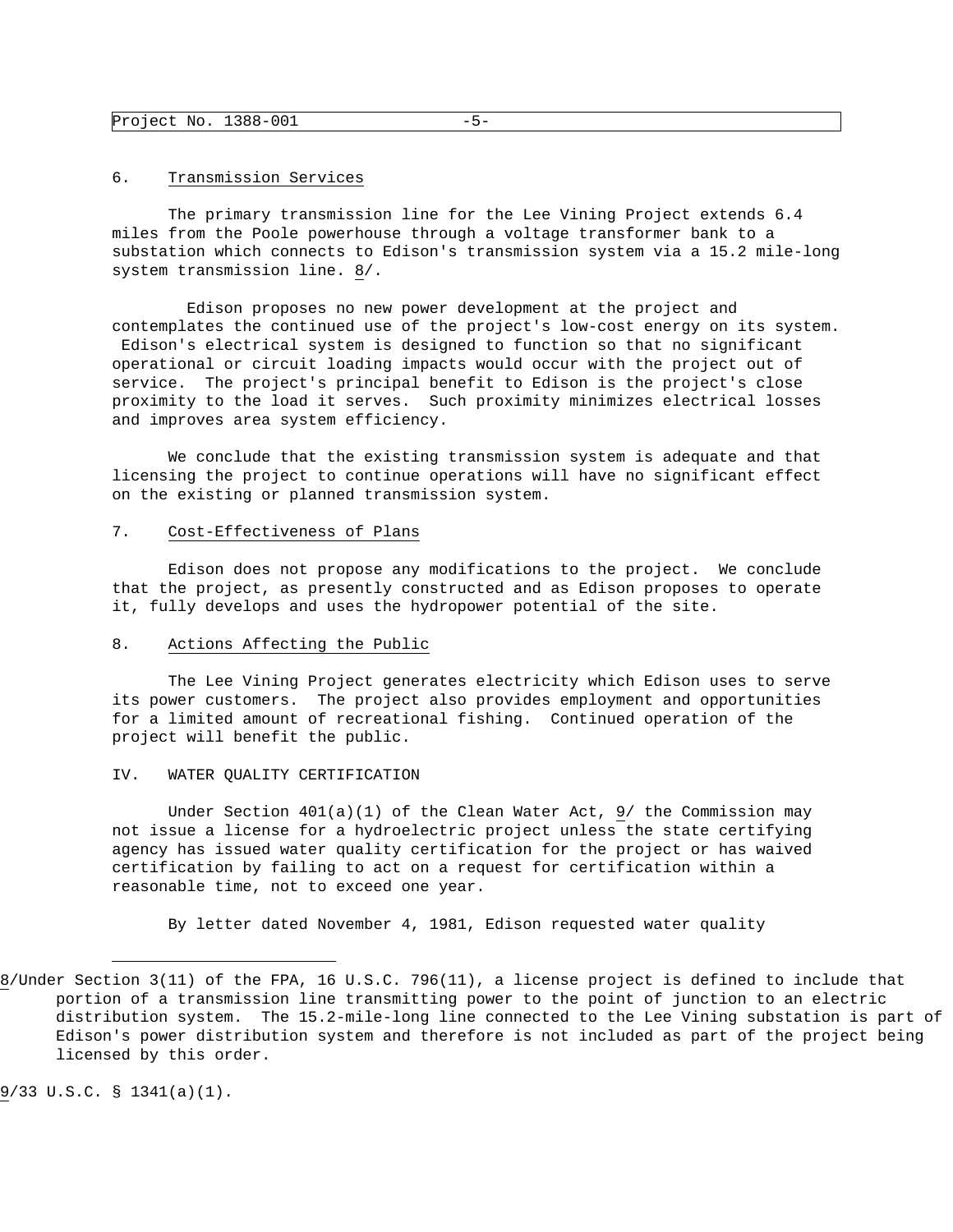6. Transmission Services

The primary transmission line for the Lee Vining Project extends 6.4 miles from the Poole powerhouse through a voltage transformer bank to a substation which connects to Edison's transmission system via a 15.2 mile-long system transmission line. 8/.

Edison proposes no new power development at the project and contemplates the continued use of the project's low-cost energy on its system. Edison's electrical system is designed to function so that no significant operational or circuit loading impacts would occur with the project out of service. The project's principal benefit to Edison is the project's close proximity to the load it serves. Such proximity minimizes electrical losses and improves area system efficiency.

We conclude that the existing transmission system is adequate and that licensing the project to continue operations will have no significant effect on the existing or planned transmission system.

7. Cost-Effectiveness of Plans

Edison does not propose any modifications to the project. We conclude that the project, as presently constructed and as Edison proposes to operate it, fully develops and uses the hydropower potential of the site.

8. Actions Affecting the Public

The Lee Vining Project generates electricity which Edison uses to serve its power customers. The project also provides employment and opportunities for a limited amount of recreational fishing. Continued operation of the project will benefit the public.

IV. WATER QUALITY CERTIFICATION

Under Section 401(a)(1) of the Clean Water Act, 9/ the Commission may not issue a license for a hydroelectric project unless the state certifying agency has issued water quality certification for the project or has waived certification by failing to act on a request for certification within a reasonable time, not to exceed one year.

By letter dated November 4, 1981, Edison requested water quality

---

8/Under Section 3(11) of the FPA, 16 U.S.C. 796(11), a license project is defined to include that portion of a transmission line transmitting power to the point of junction to an electric distribution system. The 15.2-mile-long line connected to the Lee Vining substation is part of Edison's power distribution system and therefore is not included as part of the project being licensed by this order.

9/33 U.S.C. § 1341(a)(1).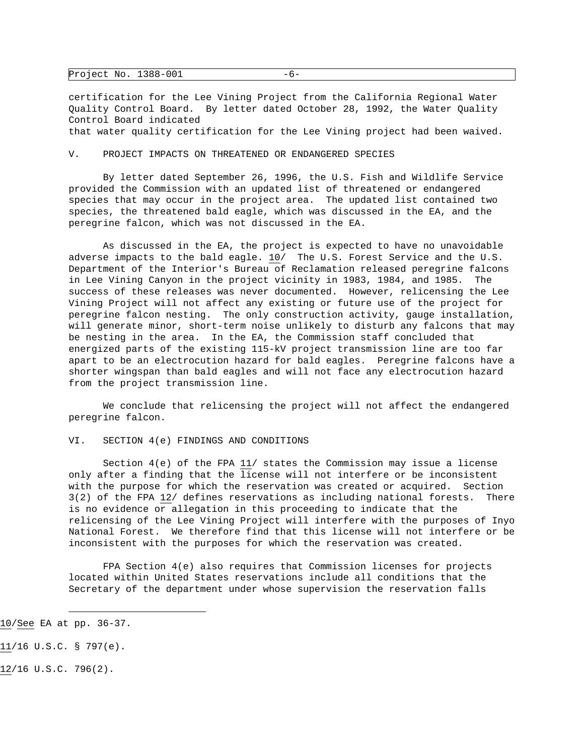certification for the Lee Vining Project from the California Regional Water Quality Control Board. By letter dated October 28, 1992, the Water Quality Control Board indicated that water quality certification for the Lee Vining project had been waived.

## V. PROJECT IMPACTS ON THREATENED OR ENDANGERED SPECIES

By letter dated September 26, 1996, the U.S. Fish and Wildlife Service provided the Commission with an updated list of threatened or endangered species that may occur in the project area. The updated list contained two species, the threatened bald eagle, which was discussed in the EA, and the peregrine falcon, which was not discussed in the EA.

As discussed in the EA, the project is expected to have no unavoidable adverse impacts to the bald eagle. 10/ The U.S. Forest Service and the U.S. Department of the Interior's Bureau of Reclamation released peregrine falcons in Lee Vining Canyon in the project vicinity in 1983, 1984, and 1985. The success of these releases was never documented. However, relicensing the Lee Vining Project will not affect any existing or future use of the project for peregrine falcon nesting. The only construction activity, gauge installation, will generate minor, short-term noise unlikely to disturb any falcons that may be nesting in the area. In the EA, the Commission staff concluded that energized parts of the existing 115-kV project transmission line are too far apart to be an electrocution hazard for bald eagles. Peregrine falcons have a shorter wingspan than bald eagles and will not face any electrocution hazard from the project transmission line.

We conclude that relicensing the project will not affect the endangered peregrine falcon.

## VI. SECTION 4(e) FINDINGS AND CONDITIONS

Section 4(e) of the FPA 11/ states the Commission may issue a license only after a finding that the license will not interfere or be inconsistent with the purpose for which the reservation was created or acquired. Section 3(2) of the FPA 12/ defines reservations as including national forests. There is no evidence or allegation in this proceeding to indicate that the relicensing of the Lee Vining Project will interfere with the purposes of Inyo National Forest. We therefore find that this license will not interfere or be inconsistent with the purposes for which the reservation was created.

FPA Section 4(e) also requires that Commission licenses for projects located within United States reservations include all conditions that the Secretary of the department under whose supervision the reservation falls

---

10/ *See* EA at pp. 36-37.

11/ 16 U.S.C. § 797(e).

12/ 16 U.S.C. 796(2).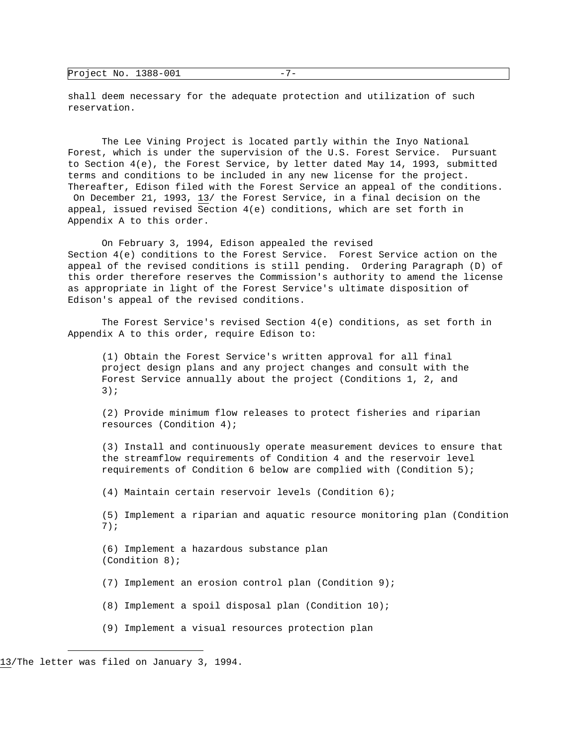shall deem necessary for the adequate protection and utilization of such reservation.

The Lee Vining Project is located partly within the Inyo National Forest, which is under the supervision of the U.S. Forest Service. Pursuant to Section 4(e), the Forest Service, by letter dated May 14, 1993, submitted terms and conditions to be included in any new license for the project. Thereafter, Edison filed with the Forest Service an appeal of the conditions. On December 21, 1993, [13] the Forest Service, in a final decision on the appeal, issued revised Section 4(e) conditions, which are set forth in Appendix A to this order.

On February 3, 1994, Edison appealed the revised Section 4(e) conditions to the Forest Service. Forest Service action on the appeal of the revised conditions is still pending. Ordering Paragraph (D) of this order therefore reserves the Commission's authority to amend the license as appropriate in light of the Forest Service's ultimate disposition of Edison's appeal of the revised conditions.

The Forest Service's revised Section 4(e) conditions, as set forth in Appendix A to this order, require Edison to:

(1) Obtain the Forest Service's written approval for all final project design plans and any project changes and consult with the Forest Service annually about the project (Conditions 1, 2, and 3);

(2) Provide minimum flow releases to protect fisheries and riparian resources (Condition 4);

(3) Install and continuously operate measurement devices to ensure that the streamflow requirements of Condition 4 and the reservoir level requirements of Condition 6 below are complied with (Condition 5);

(4) Maintain certain reservoir levels (Condition 6);

(5) Implement a riparian and aquatic resource monitoring plan (Condition 7);

(6) Implement a hazardous substance plan (Condition 8);

(7) Implement an erosion control plan (Condition 9);

(8) Implement a spoil disposal plan (Condition 10);

(9) Implement a visual resources protection plan

---

[13] The letter was filed on January 3, 1994.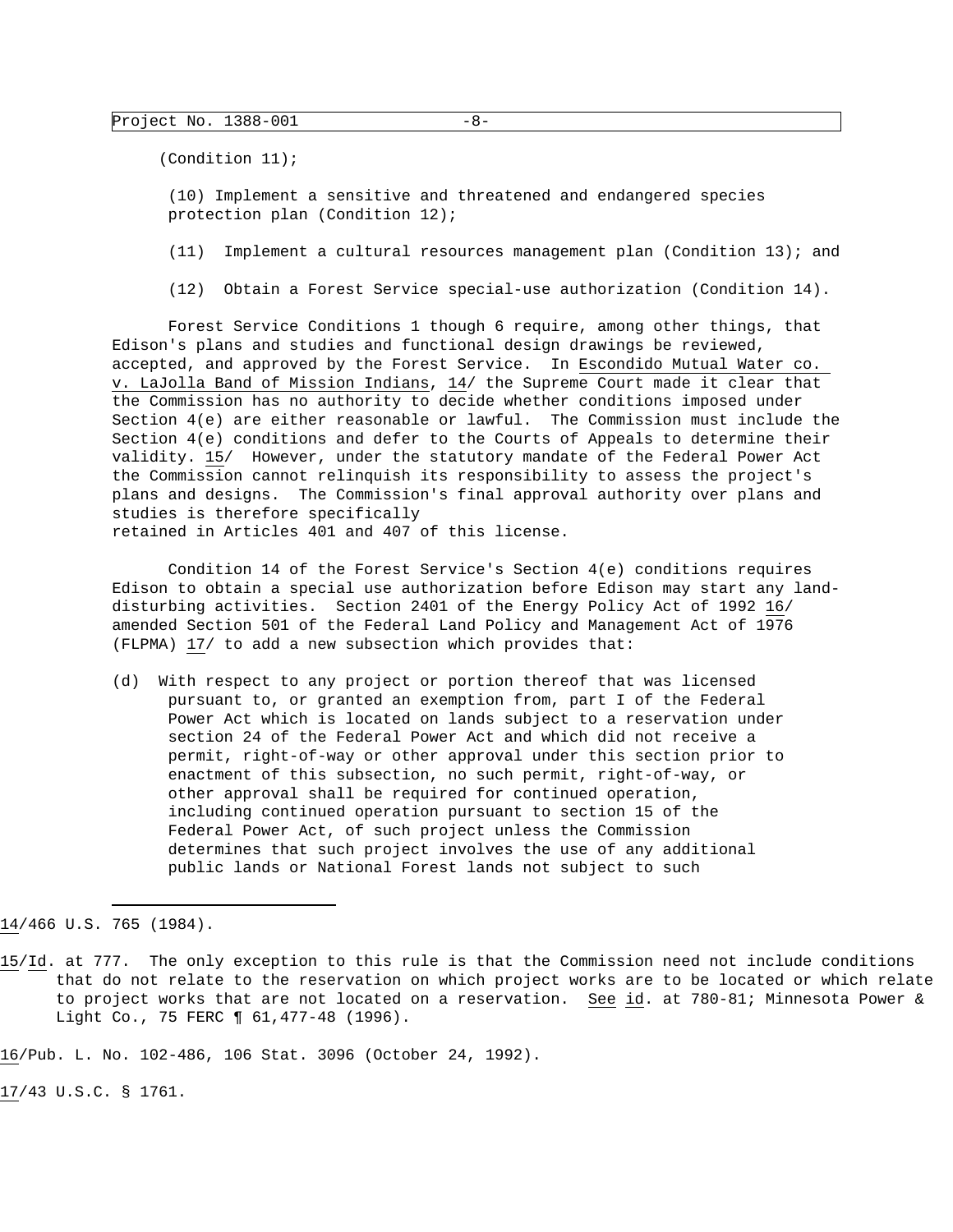(Condition 11);

(10) Implement a sensitive and threatened and endangered species protection plan (Condition 12);

(11) Implement a cultural resources management plan (Condition 13); and

(12) Obtain a Forest Service special-use authorization (Condition 14).

Forest Service Conditions 1 though 6 require, among other things, that Edison's plans and studies and functional design drawings be reviewed, accepted, and approved by the Forest Service. In Escondido Mutual Water co. v. LaJolla Band of Mission Indians, 14/ the Supreme Court made it clear that the Commission has no authority to decide whether conditions imposed under Section 4(e) are either reasonable or lawful. The Commission must include the Section 4(e) conditions and defer to the Courts of Appeals to determine their validity. 15/ However, under the statutory mandate of the Federal Power Act the Commission cannot relinquish its responsibility to assess the project's plans and designs. The Commission's final approval authority over plans and studies is therefore specifically retained in Articles 401 and 407 of this license.

Condition 14 of the Forest Service's Section 4(e) conditions requires Edison to obtain a special use authorization before Edison may start any land-disturbing activities. Section 2401 of the Energy Policy Act of 1992 16/ amended Section 501 of the Federal Land Policy and Management Act of 1976 (FLPMA) 17/ to add a new subsection which provides that:

> (d) With respect to any project or portion thereof that was licensed pursuant to, or granted an exemption from, part I of the Federal Power Act which is located on lands subject to a reservation under section 24 of the Federal Power Act and which did not receive a permit, right-of-way or other approval under this section prior to enactment of this subsection, no such permit, right-of-way, or other approval shall be required for continued operation, including continued operation pursuant to section 15 of the Federal Power Act, of such project unless the Commission determines that such project involves the use of any additional public lands or National Forest lands not subject to such

---

14/466 U.S. 765 (1984).

15/Id. at 777. The only exception to this rule is that the Commission need not include conditions that do not relate to the reservation on which project works are to be located or which relate to project works that are not located on a reservation. See id. at 780-81; Minnesota Power & Light Co., 75 FERC ¶ 61,477-48 (1996).

16/Pub. L. No. 102-486, 106 Stat. 3096 (October 24, 1992).

17/43 U.S.C. § 1761.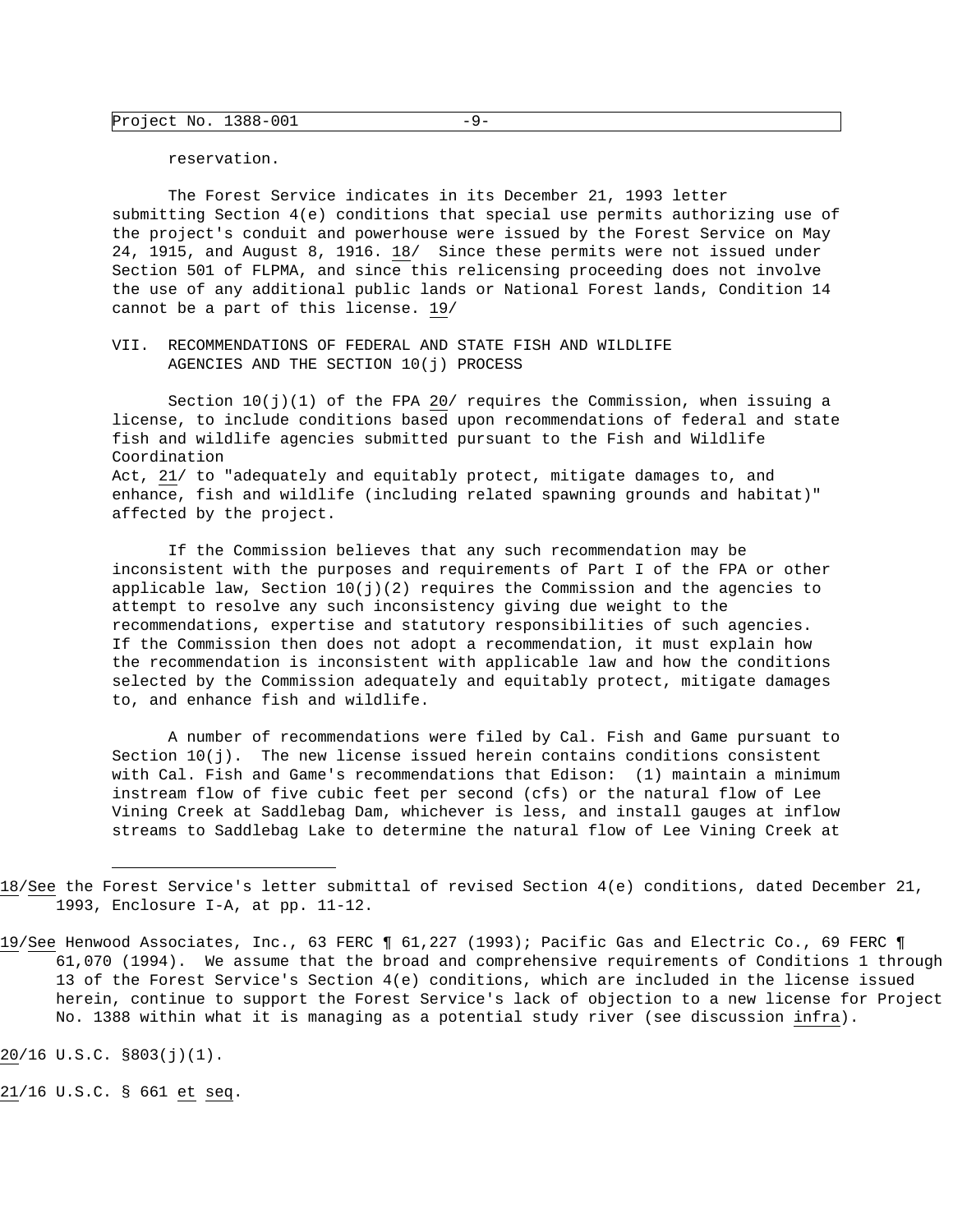reservation.

The Forest Service indicates in its December 21, 1993 letter submitting Section 4(e) conditions that special use permits authorizing use of the project's conduit and powerhouse were issued by the Forest Service on May 24, 1915, and August 8, 1916. 18/ Since these permits were not issued under Section 501 of FLPMA, and since this relicensing proceeding does not involve the use of any additional public lands or National Forest lands, Condition 14 cannot be a part of this license. 19/

## VII. RECOMMENDATIONS OF FEDERAL AND STATE FISH AND WILDLIFE AGENCIES AND THE SECTION 10(j) PROCESS

Section 10(j)(1) of the FPA 20/ requires the Commission, when issuing a license, to include conditions based upon recommendations of federal and state fish and wildlife agencies submitted pursuant to the Fish and Wildlife Coordination Act, 21/ to "adequately and equitably protect, mitigate damages to, and enhance, fish and wildlife (including related spawning grounds and habitat)" affected by the project.

If the Commission believes that any such recommendation may be inconsistent with the purposes and requirements of Part I of the FPA or other applicable law, Section 10(j)(2) requires the Commission and the agencies to attempt to resolve any such inconsistency giving due weight to the recommendations, expertise and statutory responsibilities of such agencies. If the Commission then does not adopt a recommendation, it must explain how the recommendation is inconsistent with applicable law and how the conditions selected by the Commission adequately and equitably protect, mitigate damages to, and enhance fish and wildlife.

A number of recommendations were filed by Cal. Fish and Game pursuant to Section 10(j). The new license issued herein contains conditions consistent with Cal. Fish and Game's recommendations that Edison: (1) maintain a minimum instream flow of five cubic feet per second (cfs) or the natural flow of Lee Vining Creek at Saddlebag Dam, whichever is less, and install gauges at inflow streams to Saddlebag Lake to determine the natural flow of Lee Vining Creek at

---

18/ See the Forest Service's letter submittal of revised Section 4(e) conditions, dated December 21, 1993, Enclosure I-A, at pp. 11-12.

19/ See Henwood Associates, Inc., 63 FERC ¶ 61,227 (1993); Pacific Gas and Electric Co., 69 FERC ¶ 61,070 (1994). We assume that the broad and comprehensive requirements of Conditions 1 through 13 of the Forest Service's Section 4(e) conditions, which are included in the license issued herein, continue to support the Forest Service's lack of objection to a new license for Project No. 1388 within what it is managing as a potential study river (see discussion *infra*).

20/ 16 U.S.C. §803(j)(1).

21/ 16 U.S.C. § 661 *et seq*.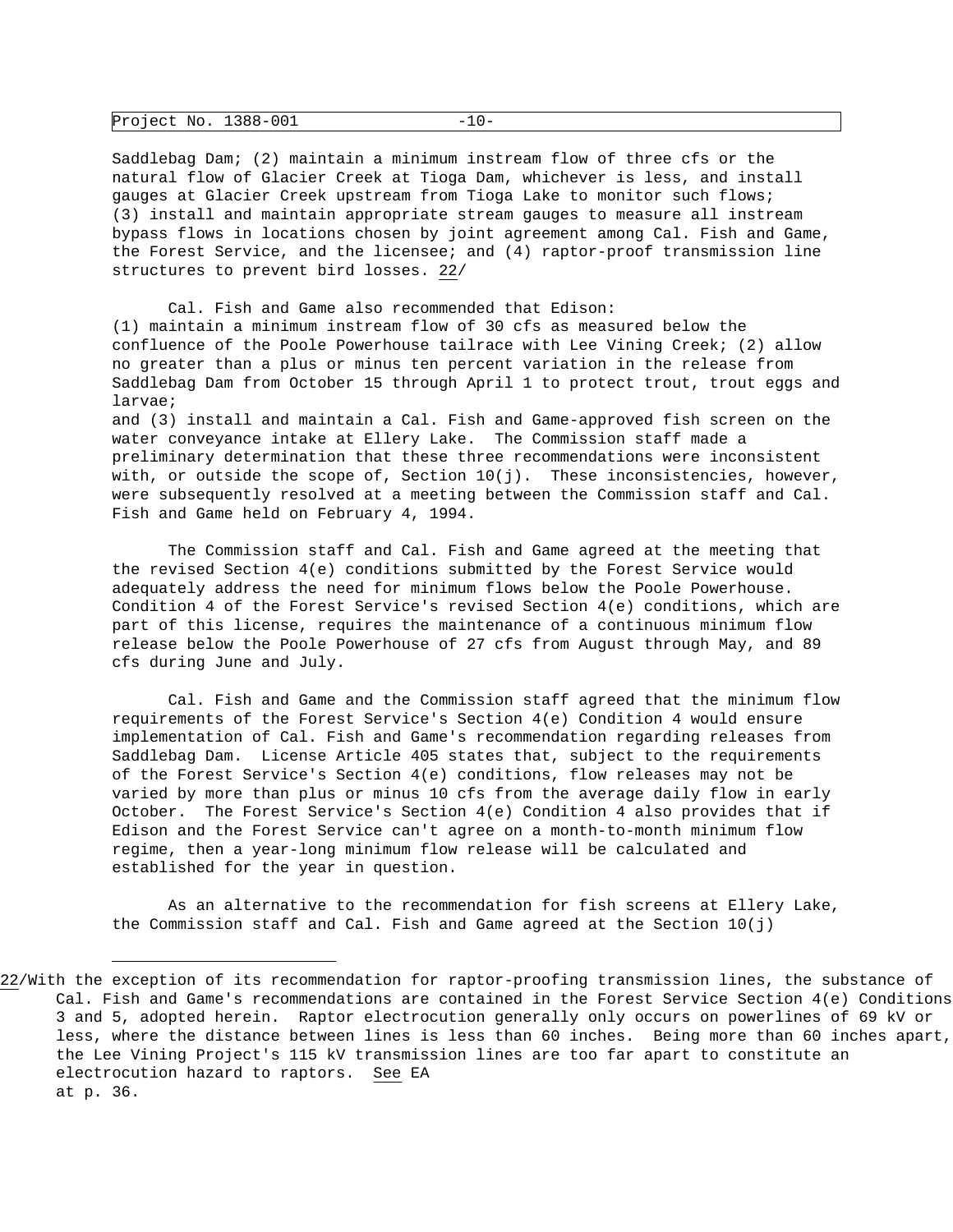Saddlebag Dam; (2) maintain a minimum instream flow of three cfs or the natural flow of Glacier Creek at Tioga Dam, whichever is less, and install gauges at Glacier Creek upstream from Tioga Lake to monitor such flows; (3) install and maintain appropriate stream gauges to measure all instream bypass flows in locations chosen by joint agreement among Cal. Fish and Game, the Forest Service, and the licensee; and (4) raptor-proof transmission line structures to prevent bird losses. 22/

Cal. Fish and Game also recommended that Edison: (1) maintain a minimum instream flow of 30 cfs as measured below the confluence of the Poole Powerhouse tailrace with Lee Vining Creek; (2) allow no greater than a plus or minus ten percent variation in the release from Saddlebag Dam from October 15 through April 1 to protect trout, trout eggs and larvae; and (3) install and maintain a Cal. Fish and Game-approved fish screen on the water conveyance intake at Ellery Lake. The Commission staff made a preliminary determination that these three recommendations were inconsistent with, or outside the scope of, Section 10(j). These inconsistencies, however, were subsequently resolved at a meeting between the Commission staff and Cal. Fish and Game held on February 4, 1994.

The Commission staff and Cal. Fish and Game agreed at the meeting that the revised Section 4(e) conditions submitted by the Forest Service would adequately address the need for minimum flows below the Poole Powerhouse. Condition 4 of the Forest Service's revised Section 4(e) conditions, which are part of this license, requires the maintenance of a continuous minimum flow release below the Poole Powerhouse of 27 cfs from August through May, and 89 cfs during June and July.

Cal. Fish and Game and the Commission staff agreed that the minimum flow requirements of the Forest Service's Section 4(e) Condition 4 would ensure implementation of Cal. Fish and Game's recommendation regarding releases from Saddlebag Dam. License Article 405 states that, subject to the requirements of the Forest Service's Section 4(e) conditions, flow releases may not be varied by more than plus or minus 10 cfs from the average daily flow in early October. The Forest Service's Section 4(e) Condition 4 also provides that if Edison and the Forest Service can't agree on a month-to-month minimum flow regime, then a year-long minimum flow release will be calculated and established for the year in question.

As an alternative to the recommendation for fish screens at Ellery Lake, the Commission staff and Cal. Fish and Game agreed at the Section 10(j)

---

22/ With the exception of its recommendation for raptor-proofing transmission lines, the substance of Cal. Fish and Game's recommendations are contained in the Forest Service Section 4(e) Conditions 3 and 5, adopted herein. Raptor electrocution generally only occurs on powerlines of 69 kV or less, where the distance between lines is less than 60 inches. Being more than 60 inches apart, the Lee Vining Project's 115 kV transmission lines are too far apart to constitute an electrocution hazard to raptors. See EA at p. 36.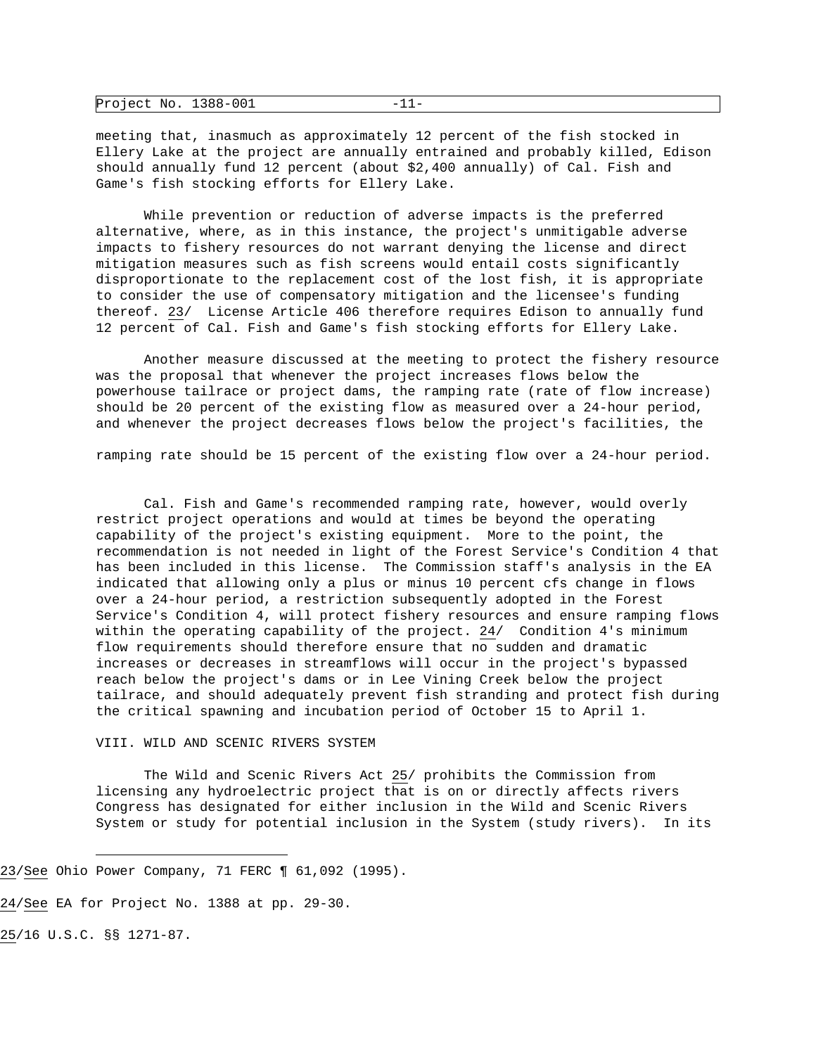meeting that, inasmuch as approximately 12 percent of the fish stocked in Ellery Lake at the project are annually entrained and probably killed, Edison should annually fund 12 percent (about $2,400 annually) of Cal. Fish and Game's fish stocking efforts for Ellery Lake.

While prevention or reduction of adverse impacts is the preferred alternative, where, as in this instance, the project's unmitigable adverse impacts to fishery resources do not warrant denying the license and direct mitigation measures such as fish screens would entail costs significantly disproportionate to the replacement cost of the lost fish, it is appropriate to consider the use of compensatory mitigation and the licensee's funding thereof. 23/ License Article 406 therefore requires Edison to annually fund 12 percent of Cal. Fish and Game's fish stocking efforts for Ellery Lake.

Another measure discussed at the meeting to protect the fishery resource was the proposal that whenever the project increases flows below the powerhouse tailrace or project dams, the ramping rate (rate of flow increase) should be 20 percent of the existing flow as measured over a 24-hour period, and whenever the project decreases flows below the project's facilities, the ramping rate should be 15 percent of the existing flow over a 24-hour period.

Cal. Fish and Game's recommended ramping rate, however, would overly restrict project operations and would at times be beyond the operating capability of the project's existing equipment. More to the point, the recommendation is not needed in light of the Forest Service's Condition 4 that has been included in this license. The Commission staff's analysis in the EA indicated that allowing only a plus or minus 10 percent cfs change in flows over a 24-hour period, a restriction subsequently adopted in the Forest Service's Condition 4, will protect fishery resources and ensure ramping flows within the operating capability of the project. 24/ Condition 4's minimum flow requirements should therefore ensure that no sudden and dramatic increases or decreases in streamflows will occur in the project's bypassed reach below the project's dams or in Lee Vining Creek below the project tailrace, and should adequately prevent fish stranding and protect fish during the critical spawning and incubation period of October 15 to April 1.

## VIII. WILD AND SCENIC RIVERS SYSTEM

The Wild and Scenic Rivers Act 25/ prohibits the Commission from licensing any hydroelectric project that is on or directly affects rivers Congress has designated for either inclusion in the Wild and Scenic Rivers System or study for potential inclusion in the System (study rivers). In its

---

23/ See Ohio Power Company, 71 FERC ¶ 61,092 (1995).

24/ See EA for Project No. 1388 at pp. 29-30.

25/ 16 U.S.C. §§ 1271-87.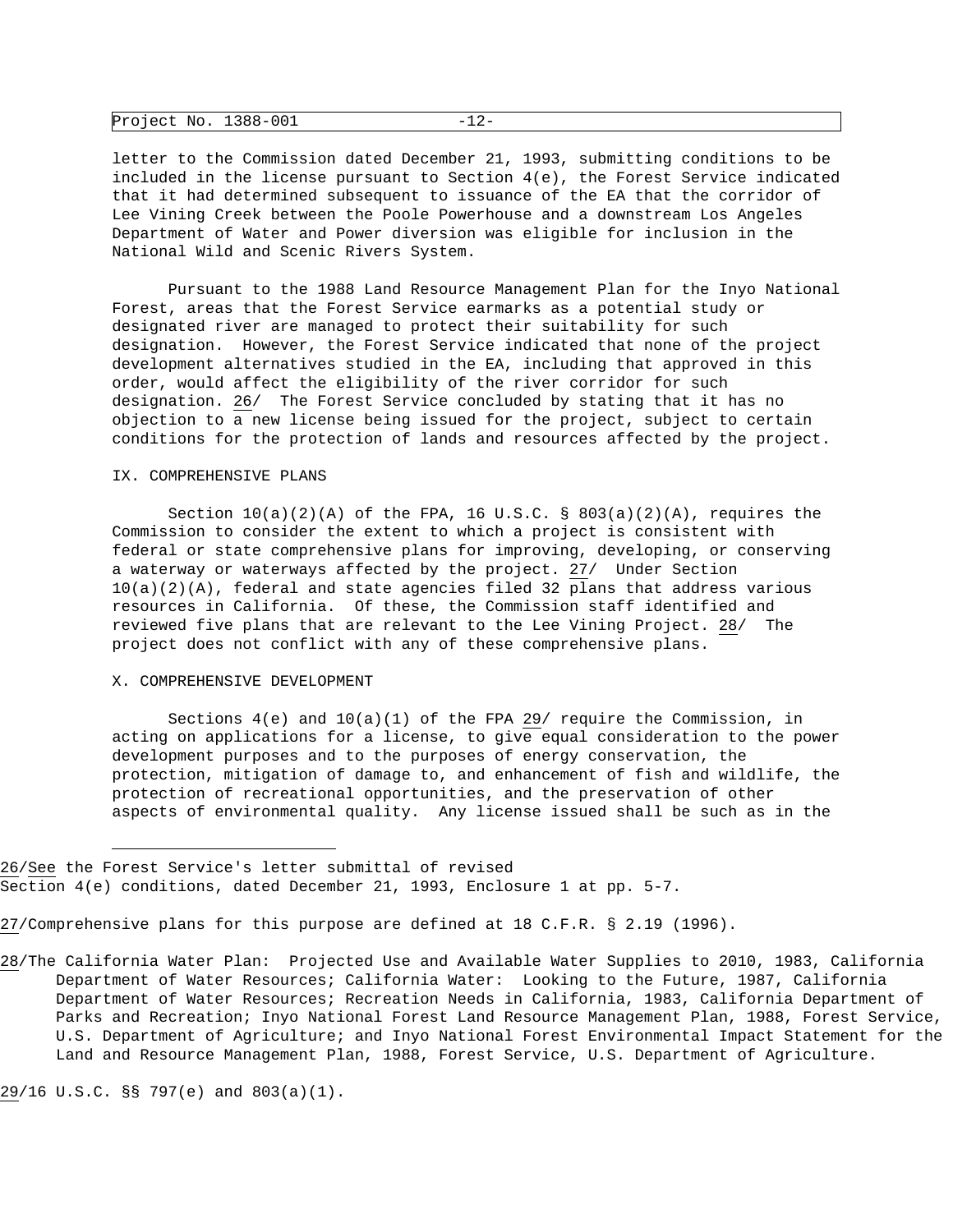letter to the Commission dated December 21, 1993, submitting conditions to be included in the license pursuant to Section 4(e), the Forest Service indicated that it had determined subsequent to issuance of the EA that the corridor of Lee Vining Creek between the Poole Powerhouse and a downstream Los Angeles Department of Water and Power diversion was eligible for inclusion in the National Wild and Scenic Rivers System.

Pursuant to the 1988 Land Resource Management Plan for the Inyo National Forest, areas that the Forest Service earmarks as a potential study or designated river are managed to protect their suitability for such designation. However, the Forest Service indicated that none of the project development alternatives studied in the EA, including that approved in this order, would affect the eligibility of the river corridor for such designation. 26/ The Forest Service concluded by stating that it has no objection to a new license being issued for the project, subject to certain conditions for the protection of lands and resources affected by the project.

## IX. COMPREHENSIVE PLANS

Section 10(a)(2)(A) of the FPA, 16 U.S.C. § 803(a)(2)(A), requires the Commission to consider the extent to which a project is consistent with federal or state comprehensive plans for improving, developing, or conserving a waterway or waterways affected by the project. 27/ Under Section 10(a)(2)(A), federal and state agencies filed 32 plans that address various resources in California. Of these, the Commission staff identified and reviewed five plans that are relevant to the Lee Vining Project. 28/ The project does not conflict with any of these comprehensive plans.

## X. COMPREHENSIVE DEVELOPMENT

Sections 4(e) and 10(a)(1) of the FPA 29/ require the Commission, in acting on applications for a license, to give equal consideration to the power development purposes and to the purposes of energy conservation, the protection, mitigation of damage to, and enhancement of fish and wildlife, the protection of recreational opportunities, and the preservation of other aspects of environmental quality. Any license issued shall be such as in the

---

26/ *See* the Forest Service's letter submittal of revised Section 4(e) conditions, dated December 21, 1993, Enclosure 1 at pp. 5-7.

27/ Comprehensive plans for this purpose are defined at 18 C.F.R. § 2.19 (1996).

28/ The California Water Plan: Projected Use and Available Water Supplies to 2010, 1983, California Department of Water Resources; California Water: Looking to the Future, 1987, California Department of Water Resources; Recreation Needs in California, 1983, California Department of Parks and Recreation; Inyo National Forest Land Resource Management Plan, 1988, Forest Service, U.S. Department of Agriculture; and Inyo National Forest Environmental Impact Statement for the Land and Resource Management Plan, 1988, Forest Service, U.S. Department of Agriculture.

29/ 16 U.S.C. §§ 797(e) and 803(a)(1).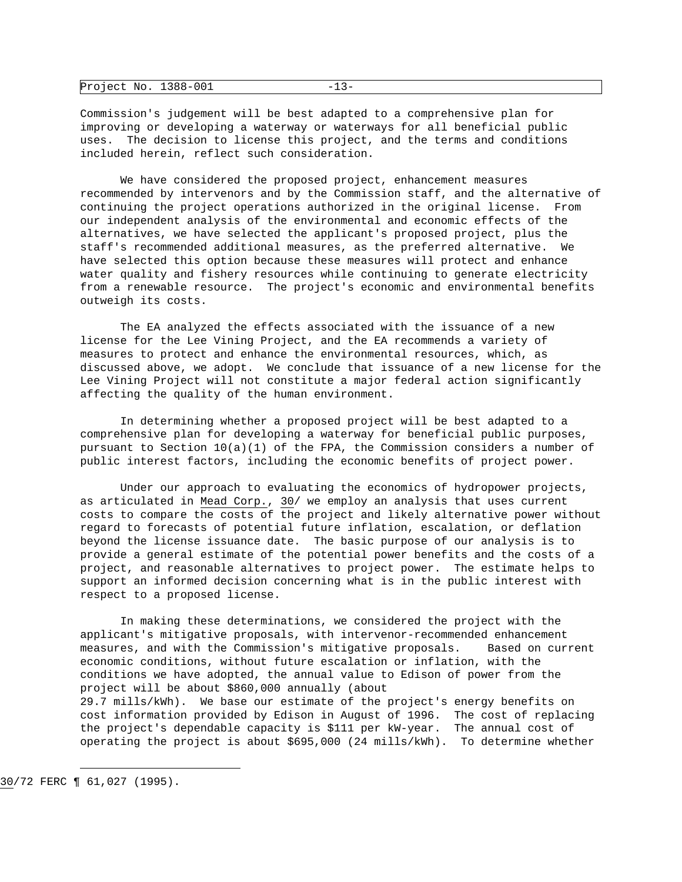Commission's judgement will be best adapted to a comprehensive plan for improving or developing a waterway or waterways for all beneficial public uses. The decision to license this project, and the terms and conditions included herein, reflect such consideration.

We have considered the proposed project, enhancement measures recommended by intervenors and by the Commission staff, and the alternative of continuing the project operations authorized in the original license. From our independent analysis of the environmental and economic effects of the alternatives, we have selected the applicant's proposed project, plus the staff's recommended additional measures, as the preferred alternative. We have selected this option because these measures will protect and enhance water quality and fishery resources while continuing to generate electricity from a renewable resource. The project's economic and environmental benefits outweigh its costs.

The EA analyzed the effects associated with the issuance of a new license for the Lee Vining Project, and the EA recommends a variety of measures to protect and enhance the environmental resources, which, as discussed above, we adopt. We conclude that issuance of a new license for the Lee Vining Project will not constitute a major federal action significantly affecting the quality of the human environment.

In determining whether a proposed project will be best adapted to a comprehensive plan for developing a waterway for beneficial public purposes, pursuant to Section 10(a)(1) of the FPA, the Commission considers a number of public interest factors, including the economic benefits of project power.

Under our approach to evaluating the economics of hydropower projects, as articulated in Mead Corp., 30/ we employ an analysis that uses current costs to compare the costs of the project and likely alternative power without regard to forecasts of potential future inflation, escalation, or deflation beyond the license issuance date. The basic purpose of our analysis is to provide a general estimate of the potential power benefits and the costs of a project, and reasonable alternatives to project power. The estimate helps to support an informed decision concerning what is in the public interest with respect to a proposed license.

In making these determinations, we considered the project with the applicant's mitigative proposals, with intervenor-recommended enhancement measures, and with the Commission's mitigative proposals. Based on current economic conditions, without future escalation or inflation, with the conditions we have adopted, the annual value to Edison of power from the project will be about \$860,000 annually (about 29.7 mills/kWh). We base our estimate of the project's energy benefits on cost information provided by Edison in August of 1996. The cost of replacing the project's dependable capacity is \$111 per kW-year. The annual cost of operating the project is about \$695,000 (24 mills/kWh). To determine whether

---

30/72 FERC ¶ 61,027 (1995).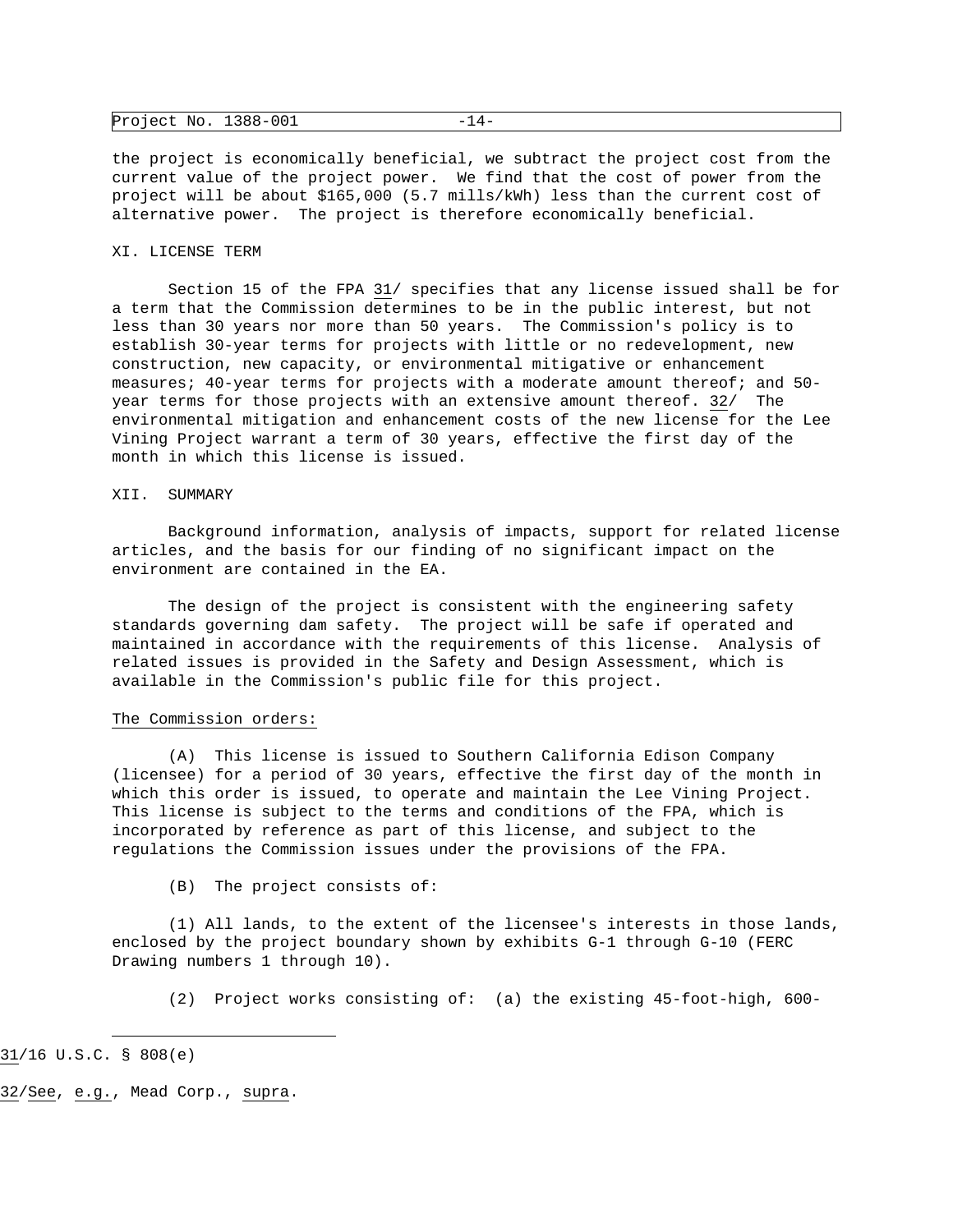the project is economically beneficial, we subtract the project cost from the current value of the project power. We find that the cost of power from the project will be about $165,000 (5.7 mills/kWh) less than the current cost of alternative power. The project is therefore economically beneficial.

## XI. LICENSE TERM

Section 15 of the FPA 31/ specifies that any license issued shall be for a term that the Commission determines to be in the public interest, but not less than 30 years nor more than 50 years. The Commission's policy is to establish 30-year terms for projects with little or no redevelopment, new construction, new capacity, or environmental mitigative or enhancement measures; 40-year terms for projects with a moderate amount thereof; and 50-year terms for those projects with an extensive amount thereof. 32/ The environmental mitigation and enhancement costs of the new license for the Lee Vining Project warrant a term of 30 years, effective the first day of the month in which this license is issued.

## XII. SUMMARY

Background information, analysis of impacts, support for related license articles, and the basis for our finding of no significant impact on the environment are contained in the EA.

The design of the project is consistent with the engineering safety standards governing dam safety. The project will be safe if operated and maintained in accordance with the requirements of this license. Analysis of related issues is provided in the Safety and Design Assessment, which is available in the Commission's public file for this project.

The Commission orders:

(A) This license is issued to Southern California Edison Company (licensee) for a period of 30 years, effective the first day of the month in which this order is issued, to operate and maintain the Lee Vining Project. This license is subject to the terms and conditions of the FPA, which is incorporated by reference as part of this license, and subject to the regulations the Commission issues under the provisions of the FPA.

(B) The project consists of:

(1) All lands, to the extent of the licensee's interests in those lands, enclosed by the project boundary shown by exhibits G-1 through G-10 (FERC Drawing numbers 1 through 10).

(2) Project works consisting of: (a) the existing 45-foot-high, 600-

---

31/16 U.S.C. § 808(e)

32/*See*, *e.g.*, Mead Corp., *supra*.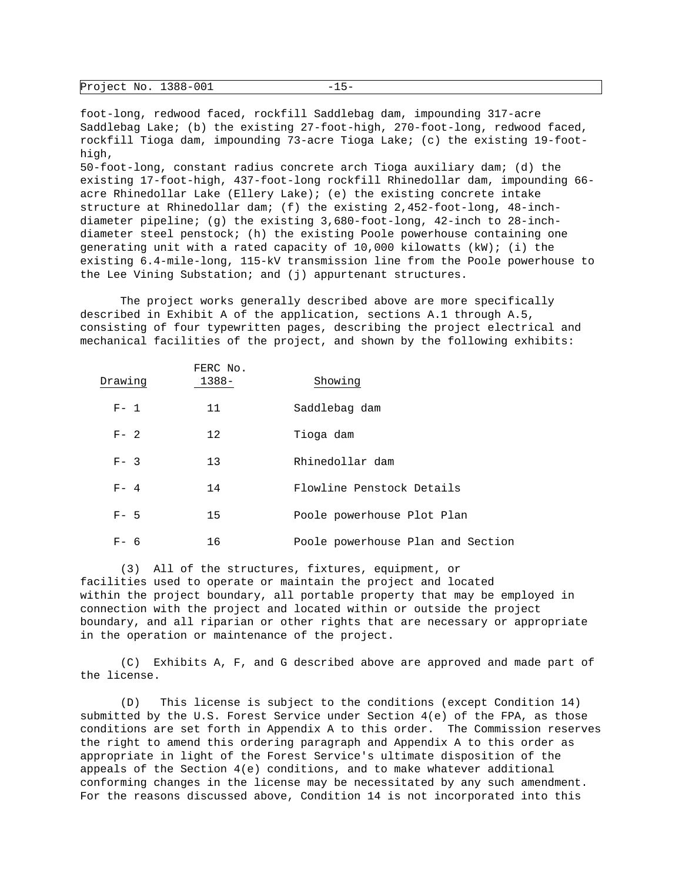foot-long, redwood faced, rockfill Saddlebag dam, impounding 317-acre Saddlebag Lake; (b) the existing 27-foot-high, 270-foot-long, redwood faced, rockfill Tioga dam, impounding 73-acre Tioga Lake; (c) the existing 19-foot-high, 50-foot-long, constant radius concrete arch Tioga auxiliary dam; (d) the existing 17-foot-high, 437-foot-long rockfill Rhinedollar dam, impounding 66-acre Rhinedollar Lake (Ellery Lake); (e) the existing concrete intake structure at Rhinedollar dam; (f) the existing 2,452-foot-long, 48-inch-diameter pipeline; (g) the existing 3,680-foot-long, 42-inch to 28-inch-diameter steel penstock; (h) the existing Poole powerhouse containing one generating unit with a rated capacity of 10,000 kilowatts (kW); (i) the existing 6.4-mile-long, 115-kV transmission line from the Poole powerhouse to the Lee Vining Substation; and (j) appurtenant structures.

The project works generally described above are more specifically described in Exhibit A of the application, sections A.1 through A.5, consisting of four typewritten pages, describing the project electrical and mechanical facilities of the project, and shown by the following exhibits:

| Drawing | FERC No. 1388- | Showing |
|---|---|---|
| F- 1 | 11 | Saddlebag dam |
| F- 2 | 12 | Tioga dam |
| F- 3 | 13 | Rhinedollar dam |
| F- 4 | 14 | Flowline Penstock Details |
| F- 5 | 15 | Poole powerhouse Plot Plan |
| F- 6 | 16 | Poole powerhouse Plan and Section |

(3) All of the structures, fixtures, equipment, or facilities used to operate or maintain the project and located within the project boundary, all portable property that may be employed in connection with the project and located within or outside the project boundary, and all riparian or other rights that are necessary or appropriate in the operation or maintenance of the project.

(C) Exhibits A, F, and G described above are approved and made part of the license.

(D) This license is subject to the conditions (except Condition 14) submitted by the U.S. Forest Service under Section 4(e) of the FPA, as those conditions are set forth in Appendix A to this order. The Commission reserves the right to amend this ordering paragraph and Appendix A to this order as appropriate in light of the Forest Service's ultimate disposition of the appeals of the Section 4(e) conditions, and to make whatever additional conforming changes in the license may be necessitated by any such amendment. For the reasons discussed above, Condition 14 is not incorporated into this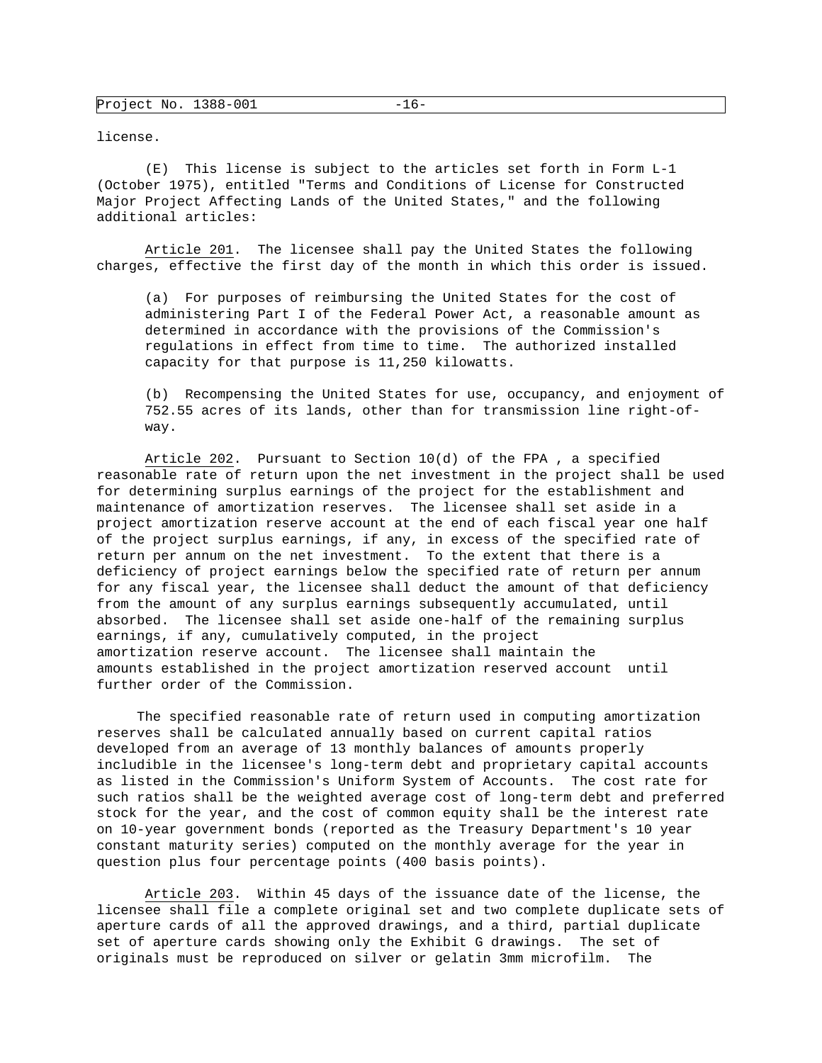license.

(E) This license is subject to the articles set forth in Form L-1 (October 1975), entitled "Terms and Conditions of License for Constructed Major Project Affecting Lands of the United States," and the following additional articles:

Article 201. The licensee shall pay the United States the following charges, effective the first day of the month in which this order is issued.

> (a) For purposes of reimbursing the United States for the cost of administering Part I of the Federal Power Act, a reasonable amount as determined in accordance with the provisions of the Commission's regulations in effect from time to time. The authorized installed capacity for that purpose is 11,250 kilowatts.
>
> (b) Recompensing the United States for use, occupancy, and enjoyment of 752.55 acres of its lands, other than for transmission line right-of-way.

Article 202. Pursuant to Section 10(d) of the FPA , a specified reasonable rate of return upon the net investment in the project shall be used for determining surplus earnings of the project for the establishment and maintenance of amortization reserves. The licensee shall set aside in a project amortization reserve account at the end of each fiscal year one half of the project surplus earnings, if any, in excess of the specified rate of return per annum on the net investment. To the extent that there is a deficiency of project earnings below the specified rate of return per annum for any fiscal year, the licensee shall deduct the amount of that deficiency from the amount of any surplus earnings subsequently accumulated, until absorbed. The licensee shall set aside one-half of the remaining surplus earnings, if any, cumulatively computed, in the project amortization reserve account. The licensee shall maintain the amounts established in the project amortization reserved account until further order of the Commission.

The specified reasonable rate of return used in computing amortization reserves shall be calculated annually based on current capital ratios developed from an average of 13 monthly balances of amounts properly includible in the licensee's long-term debt and proprietary capital accounts as listed in the Commission's Uniform System of Accounts. The cost rate for such ratios shall be the weighted average cost of long-term debt and preferred stock for the year, and the cost of common equity shall be the interest rate on 10-year government bonds (reported as the Treasury Department's 10 year constant maturity series) computed on the monthly average for the year in question plus four percentage points (400 basis points).

Article 203. Within 45 days of the issuance date of the license, the licensee shall file a complete original set and two complete duplicate sets of aperture cards of all the approved drawings, and a third, partial duplicate set of aperture cards showing only the Exhibit G drawings. The set of originals must be reproduced on silver or gelatin 3mm microfilm. The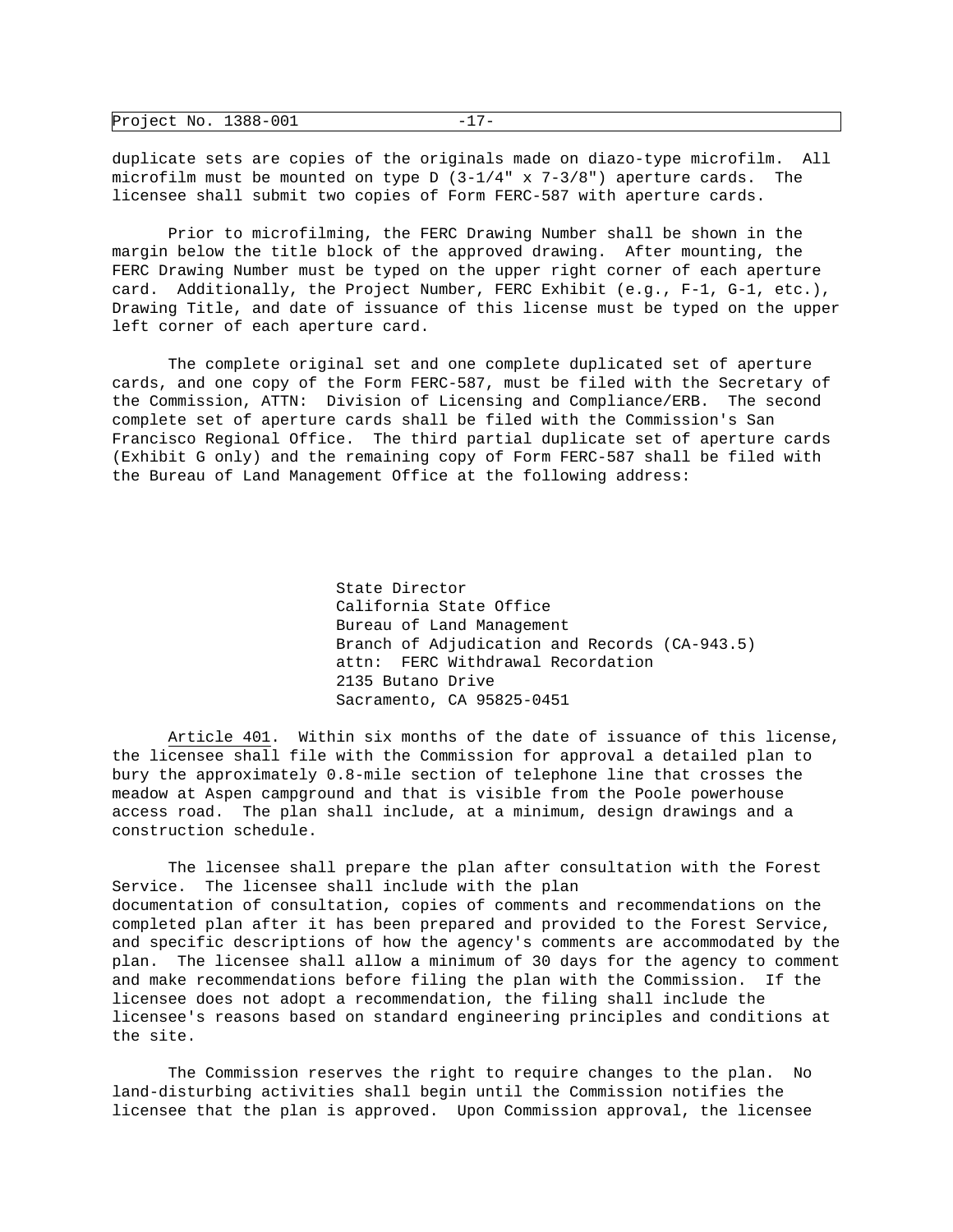duplicate sets are copies of the originals made on diazo-type microfilm. All microfilm must be mounted on type D (3-1/4" x 7-3/8") aperture cards. The licensee shall submit two copies of Form FERC-587 with aperture cards.

Prior to microfilming, the FERC Drawing Number shall be shown in the margin below the title block of the approved drawing. After mounting, the FERC Drawing Number must be typed on the upper right corner of each aperture card. Additionally, the Project Number, FERC Exhibit (e.g., F-1, G-1, etc.), Drawing Title, and date of issuance of this license must be typed on the upper left corner of each aperture card.

The complete original set and one complete duplicated set of aperture cards, and one copy of the Form FERC-587, must be filed with the Secretary of the Commission, ATTN: Division of Licensing and Compliance/ERB. The second complete set of aperture cards shall be filed with the Commission's San Francisco Regional Office. The third partial duplicate set of aperture cards (Exhibit G only) and the remaining copy of Form FERC-587 shall be filed with the Bureau of Land Management Office at the following address:

State Director
California State Office
Bureau of Land Management
Branch of Adjudication and Records (CA-943.5)
attn: FERC Withdrawal Recordation
2135 Butano Drive
Sacramento, CA 95825-0451

Article 401. Within six months of the date of issuance of this license, the licensee shall file with the Commission for approval a detailed plan to bury the approximately 0.8-mile section of telephone line that crosses the meadow at Aspen campground and that is visible from the Poole powerhouse access road. The plan shall include, at a minimum, design drawings and a construction schedule.

The licensee shall prepare the plan after consultation with the Forest Service. The licensee shall include with the plan documentation of consultation, copies of comments and recommendations on the completed plan after it has been prepared and provided to the Forest Service, and specific descriptions of how the agency's comments are accommodated by the plan. The licensee shall allow a minimum of 30 days for the agency to comment and make recommendations before filing the plan with the Commission. If the licensee does not adopt a recommendation, the filing shall include the licensee's reasons based on standard engineering principles and conditions at the site.

The Commission reserves the right to require changes to the plan. No land-disturbing activities shall begin until the Commission notifies the licensee that the plan is approved. Upon Commission approval, the licensee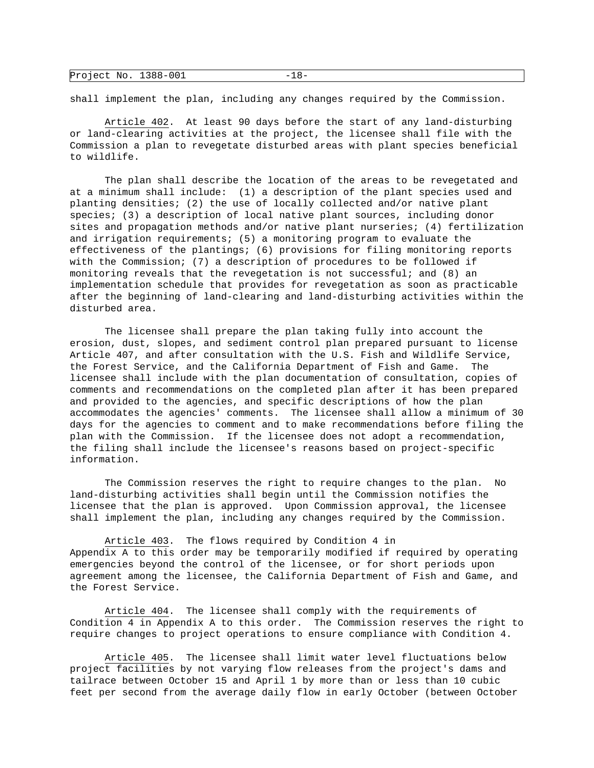shall implement the plan, including any changes required by the Commission.

Article 402. At least 90 days before the start of any land-disturbing or land-clearing activities at the project, the licensee shall file with the Commission a plan to revegetate disturbed areas with plant species beneficial to wildlife.

The plan shall describe the location of the areas to be revegetated and at a minimum shall include: (1) a description of the plant species used and planting densities; (2) the use of locally collected and/or native plant species; (3) a description of local native plant sources, including donor sites and propagation methods and/or native plant nurseries; (4) fertilization and irrigation requirements; (5) a monitoring program to evaluate the effectiveness of the plantings; (6) provisions for filing monitoring reports with the Commission; (7) a description of procedures to be followed if monitoring reveals that the revegetation is not successful; and (8) an implementation schedule that provides for revegetation as soon as practicable after the beginning of land-clearing and land-disturbing activities within the disturbed area.

The licensee shall prepare the plan taking fully into account the erosion, dust, slopes, and sediment control plan prepared pursuant to license Article 407, and after consultation with the U.S. Fish and Wildlife Service, the Forest Service, and the California Department of Fish and Game. The licensee shall include with the plan documentation of consultation, copies of comments and recommendations on the completed plan after it has been prepared and provided to the agencies, and specific descriptions of how the plan accommodates the agencies' comments. The licensee shall allow a minimum of 30 days for the agencies to comment and to make recommendations before filing the plan with the Commission. If the licensee does not adopt a recommendation, the filing shall include the licensee's reasons based on project-specific information.

The Commission reserves the right to require changes to the plan. No land-disturbing activities shall begin until the Commission notifies the licensee that the plan is approved. Upon Commission approval, the licensee shall implement the plan, including any changes required by the Commission.

Article 403. The flows required by Condition 4 in Appendix A to this order may be temporarily modified if required by operating emergencies beyond the control of the licensee, or for short periods upon agreement among the licensee, the California Department of Fish and Game, and the Forest Service.

Article 404. The licensee shall comply with the requirements of Condition 4 in Appendix A to this order. The Commission reserves the right to require changes to project operations to ensure compliance with Condition 4.

Article 405. The licensee shall limit water level fluctuations below project facilities by not varying flow releases from the project's dams and tailrace between October 15 and April 1 by more than or less than 10 cubic feet per second from the average daily flow in early October (between October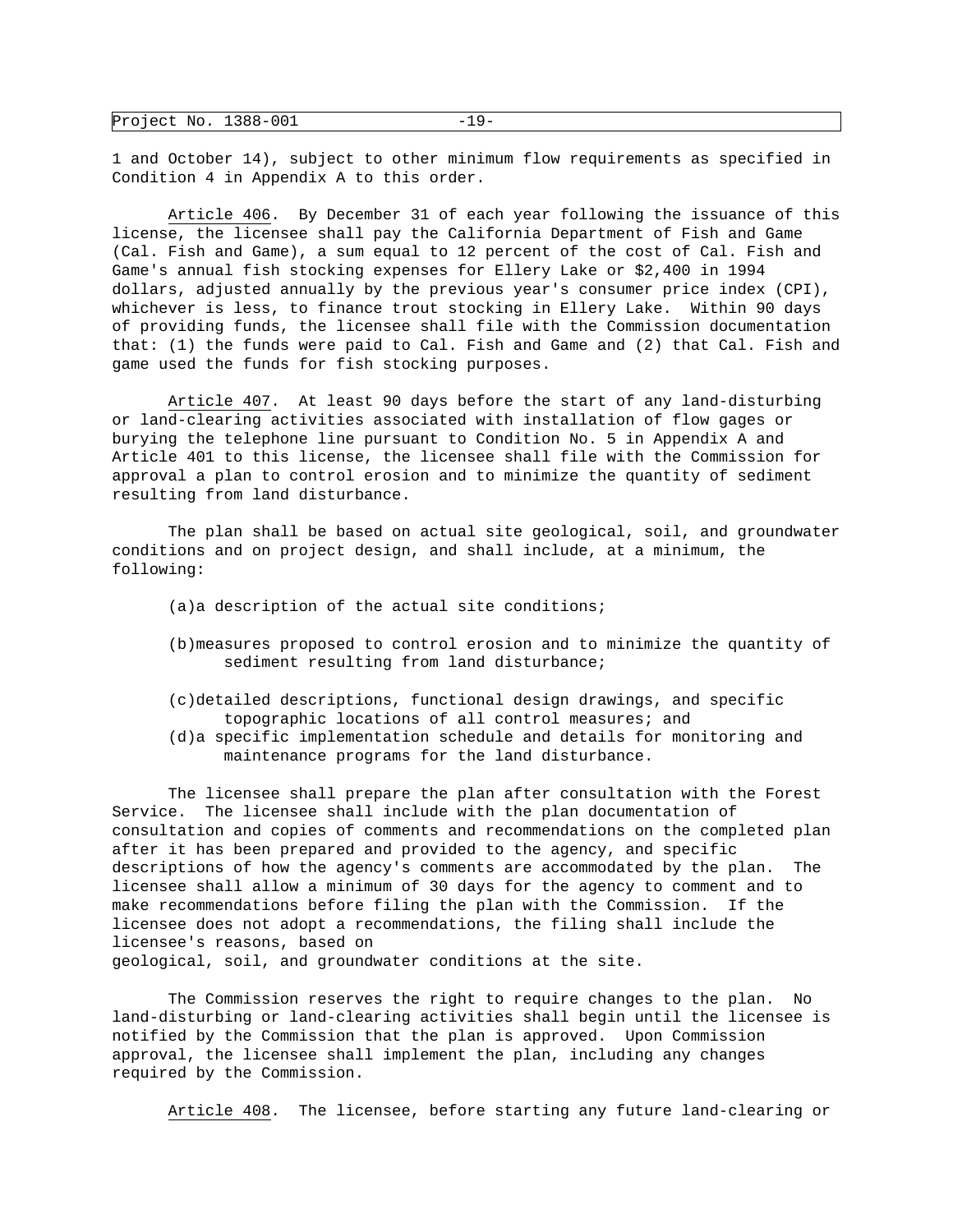1 and October 14), subject to other minimum flow requirements as specified in Condition 4 in Appendix A to this order.

Article 406. By December 31 of each year following the issuance of this license, the licensee shall pay the California Department of Fish and Game (Cal. Fish and Game), a sum equal to 12 percent of the cost of Cal. Fish and Game's annual fish stocking expenses for Ellery Lake or $2,400 in 1994 dollars, adjusted annually by the previous year's consumer price index (CPI), whichever is less, to finance trout stocking in Ellery Lake. Within 90 days of providing funds, the licensee shall file with the Commission documentation that: (1) the funds were paid to Cal. Fish and Game and (2) that Cal. Fish and game used the funds for fish stocking purposes.

Article 407. At least 90 days before the start of any land-disturbing or land-clearing activities associated with installation of flow gages or burying the telephone line pursuant to Condition No. 5 in Appendix A and Article 401 to this license, the licensee shall file with the Commission for approval a plan to control erosion and to minimize the quantity of sediment resulting from land disturbance.

The plan shall be based on actual site geological, soil, and groundwater conditions and on project design, and shall include, at a minimum, the following:

(a)a description of the actual site conditions;

(b)measures proposed to control erosion and to minimize the quantity of sediment resulting from land disturbance;

(c)detailed descriptions, functional design drawings, and specific topographic locations of all control measures; and

(d)a specific implementation schedule and details for monitoring and maintenance programs for the land disturbance.

The licensee shall prepare the plan after consultation with the Forest Service. The licensee shall include with the plan documentation of consultation and copies of comments and recommendations on the completed plan after it has been prepared and provided to the agency, and specific descriptions of how the agency's comments are accommodated by the plan. The licensee shall allow a minimum of 30 days for the agency to comment and to make recommendations before filing the plan with the Commission. If the licensee does not adopt a recommendations, the filing shall include the licensee's reasons, based on geological, soil, and groundwater conditions at the site.

The Commission reserves the right to require changes to the plan. No land-disturbing or land-clearing activities shall begin until the licensee is notified by the Commission that the plan is approved. Upon Commission approval, the licensee shall implement the plan, including any changes required by the Commission.

Article 408. The licensee, before starting any future land-clearing or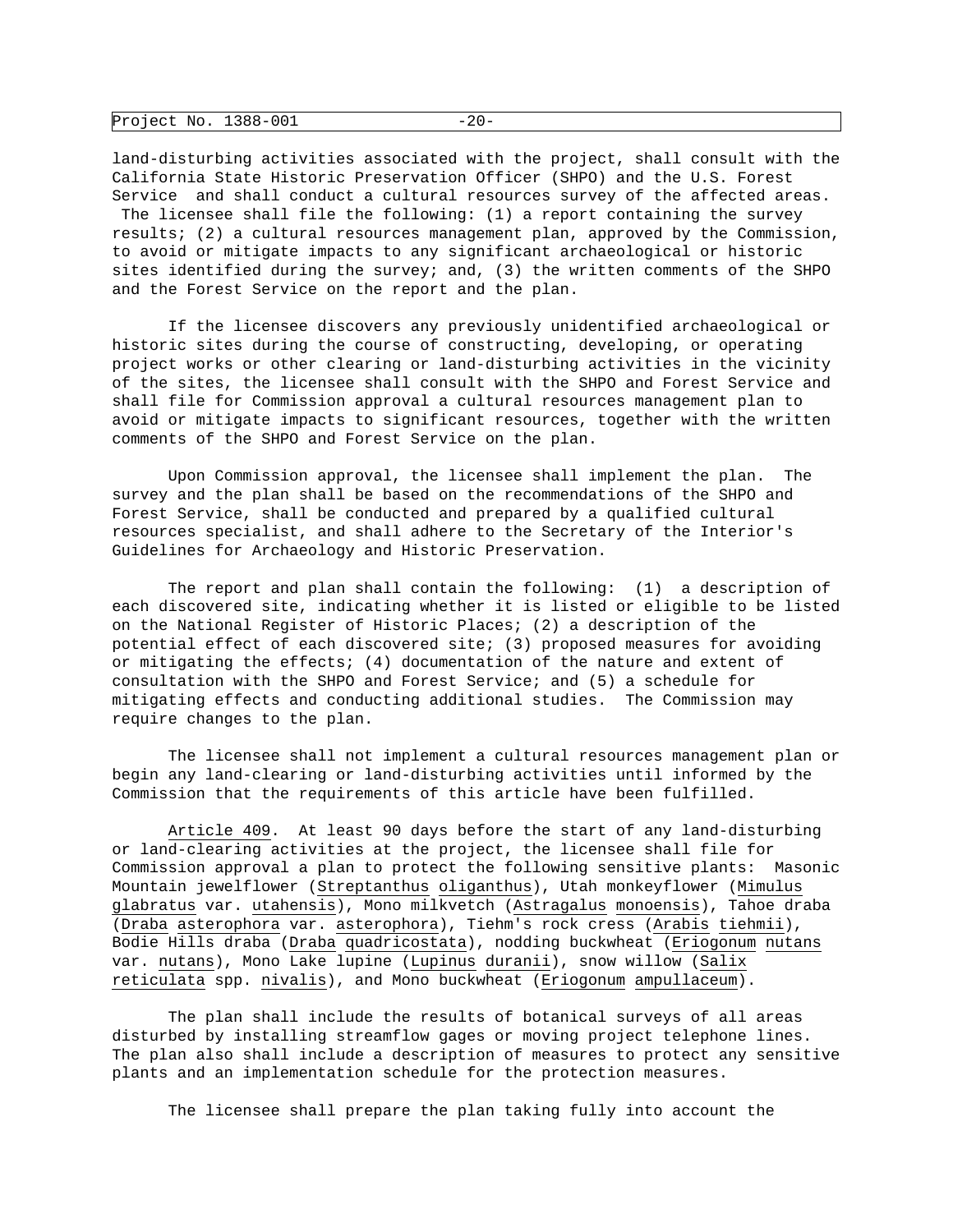land-disturbing activities associated with the project, shall consult with the California State Historic Preservation Officer (SHPO) and the U.S. Forest Service and shall conduct a cultural resources survey of the affected areas. The licensee shall file the following: (1) a report containing the survey results; (2) a cultural resources management plan, approved by the Commission, to avoid or mitigate impacts to any significant archaeological or historic sites identified during the survey; and, (3) the written comments of the SHPO and the Forest Service on the report and the plan.

If the licensee discovers any previously unidentified archaeological or historic sites during the course of constructing, developing, or operating project works or other clearing or land-disturbing activities in the vicinity of the sites, the licensee shall consult with the SHPO and Forest Service and shall file for Commission approval a cultural resources management plan to avoid or mitigate impacts to significant resources, together with the written comments of the SHPO and Forest Service on the plan.

Upon Commission approval, the licensee shall implement the plan. The survey and the plan shall be based on the recommendations of the SHPO and Forest Service, shall be conducted and prepared by a qualified cultural resources specialist, and shall adhere to the Secretary of the Interior's Guidelines for Archaeology and Historic Preservation.

The report and plan shall contain the following: (1) a description of each discovered site, indicating whether it is listed or eligible to be listed on the National Register of Historic Places; (2) a description of the potential effect of each discovered site; (3) proposed measures for avoiding or mitigating the effects; (4) documentation of the nature and extent of consultation with the SHPO and Forest Service; and (5) a schedule for mitigating effects and conducting additional studies. The Commission may require changes to the plan.

The licensee shall not implement a cultural resources management plan or begin any land-clearing or land-disturbing activities until informed by the Commission that the requirements of this article have been fulfilled.

Article 409. At least 90 days before the start of any land-disturbing or land-clearing activities at the project, the licensee shall file for Commission approval a plan to protect the following sensitive plants: Masonic Mountain jewelflower (Streptanthus oliganthus), Utah monkeyflower (Mimulus glabratus var. utahensis), Mono milkvetch (Astragalus monoensis), Tahoe draba (Draba asterophora var. asterophora), Tiehm's rock cress (Arabis tiehmii), Bodie Hills draba (Draba quadricostata), nodding buckwheat (Eriogonum nutans var. nutans), Mono Lake lupine (Lupinus duranii), snow willow (Salix reticulata spp. nivalis), and Mono buckwheat (Eriogonum ampullaceum).

The plan shall include the results of botanical surveys of all areas disturbed by installing streamflow gages or moving project telephone lines. The plan also shall include a description of measures to protect any sensitive plants and an implementation schedule for the protection measures.

The licensee shall prepare the plan taking fully into account the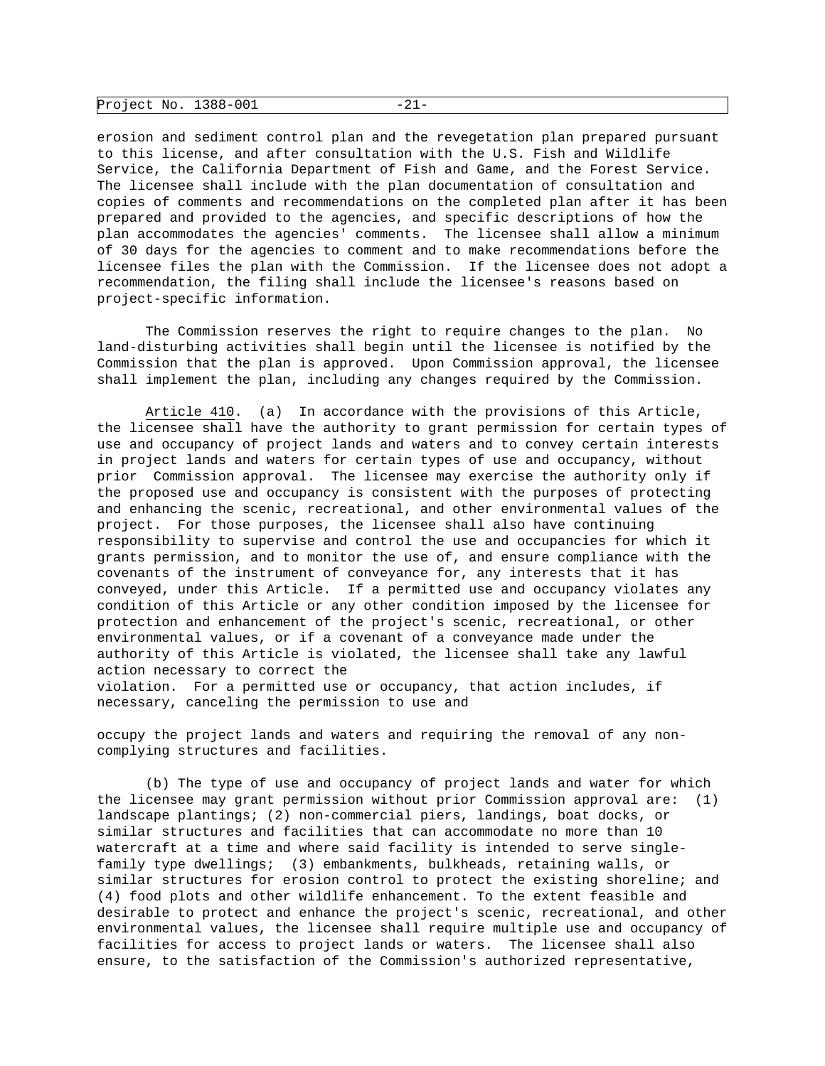erosion and sediment control plan and the revegetation plan prepared pursuant to this license, and after consultation with the U.S. Fish and Wildlife Service, the California Department of Fish and Game, and the Forest Service. The licensee shall include with the plan documentation of consultation and copies of comments and recommendations on the completed plan after it has been prepared and provided to the agencies, and specific descriptions of how the plan accommodates the agencies' comments. The licensee shall allow a minimum of 30 days for the agencies to comment and to make recommendations before the licensee files the plan with the Commission. If the licensee does not adopt a recommendation, the filing shall include the licensee's reasons based on project-specific information.

The Commission reserves the right to require changes to the plan. No land-disturbing activities shall begin until the licensee is notified by the Commission that the plan is approved. Upon Commission approval, the licensee shall implement the plan, including any changes required by the Commission.

Article 410. (a) In accordance with the provisions of this Article, the licensee shall have the authority to grant permission for certain types of use and occupancy of project lands and waters and to convey certain interests in project lands and waters for certain types of use and occupancy, without prior Commission approval. The licensee may exercise the authority only if the proposed use and occupancy is consistent with the purposes of protecting and enhancing the scenic, recreational, and other environmental values of the project. For those purposes, the licensee shall also have continuing responsibility to supervise and control the use and occupancies for which it grants permission, and to monitor the use of, and ensure compliance with the covenants of the instrument of conveyance for, any interests that it has conveyed, under this Article. If a permitted use and occupancy violates any condition of this Article or any other condition imposed by the licensee for protection and enhancement of the project's scenic, recreational, or other environmental values, or if a covenant of a conveyance made under the authority of this Article is violated, the licensee shall take any lawful action necessary to correct the violation. For a permitted use or occupancy, that action includes, if necessary, canceling the permission to use and occupy the project lands and waters and requiring the removal of any non-complying structures and facilities.

(b) The type of use and occupancy of project lands and water for which the licensee may grant permission without prior Commission approval are: (1) landscape plantings; (2) non-commercial piers, landings, boat docks, or similar structures and facilities that can accommodate no more than 10 watercraft at a time and where said facility is intended to serve single-family type dwellings; (3) embankments, bulkheads, retaining walls, or similar structures for erosion control to protect the existing shoreline; and (4) food plots and other wildlife enhancement. To the extent feasible and desirable to protect and enhance the project's scenic, recreational, and other environmental values, the licensee shall require multiple use and occupancy of facilities for access to project lands or waters. The licensee shall also ensure, to the satisfaction of the Commission's authorized representative,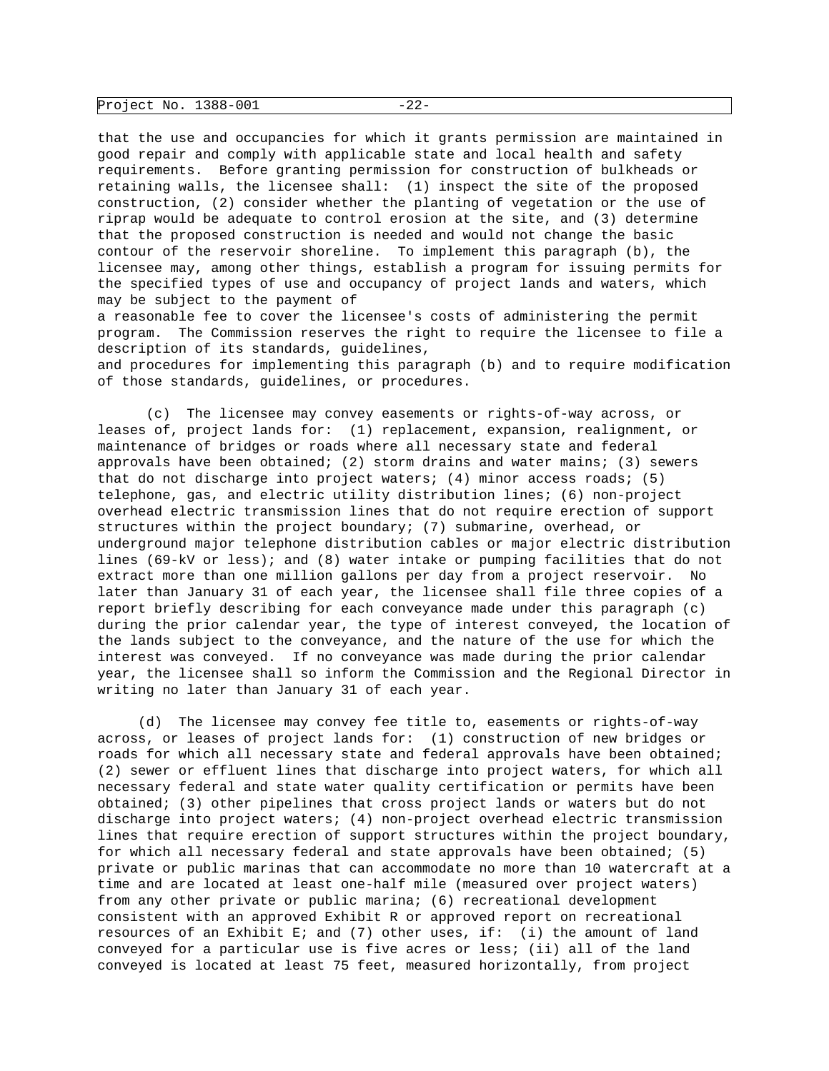that the use and occupancies for which it grants permission are maintained in good repair and comply with applicable state and local health and safety requirements. Before granting permission for construction of bulkheads or retaining walls, the licensee shall: (1) inspect the site of the proposed construction, (2) consider whether the planting of vegetation or the use of riprap would be adequate to control erosion at the site, and (3) determine that the proposed construction is needed and would not change the basic contour of the reservoir shoreline. To implement this paragraph (b), the licensee may, among other things, establish a program for issuing permits for the specified types of use and occupancy of project lands and waters, which may be subject to the payment of a reasonable fee to cover the licensee's costs of administering the permit program. The Commission reserves the right to require the licensee to file a description of its standards, guidelines, and procedures for implementing this paragraph (b) and to require modification of those standards, guidelines, or procedures.

(c) The licensee may convey easements or rights-of-way across, or leases of, project lands for: (1) replacement, expansion, realignment, or maintenance of bridges or roads where all necessary state and federal approvals have been obtained; (2) storm drains and water mains; (3) sewers that do not discharge into project waters; (4) minor access roads; (5) telephone, gas, and electric utility distribution lines; (6) non-project overhead electric transmission lines that do not require erection of support structures within the project boundary; (7) submarine, overhead, or underground major telephone distribution cables or major electric distribution lines (69-kV or less); and (8) water intake or pumping facilities that do not extract more than one million gallons per day from a project reservoir. No later than January 31 of each year, the licensee shall file three copies of a report briefly describing for each conveyance made under this paragraph (c) during the prior calendar year, the type of interest conveyed, the location of the lands subject to the conveyance, and the nature of the use for which the interest was conveyed. If no conveyance was made during the prior calendar year, the licensee shall so inform the Commission and the Regional Director in writing no later than January 31 of each year.

(d) The licensee may convey fee title to, easements or rights-of-way across, or leases of project lands for: (1) construction of new bridges or roads for which all necessary state and federal approvals have been obtained; (2) sewer or effluent lines that discharge into project waters, for which all necessary federal and state water quality certification or permits have been obtained; (3) other pipelines that cross project lands or waters but do not discharge into project waters; (4) non-project overhead electric transmission lines that require erection of support structures within the project boundary, for which all necessary federal and state approvals have been obtained; (5) private or public marinas that can accommodate no more than 10 watercraft at a time and are located at least one-half mile (measured over project waters) from any other private or public marina; (6) recreational development consistent with an approved Exhibit R or approved report on recreational resources of an Exhibit E; and (7) other uses, if: (i) the amount of land conveyed for a particular use is five acres or less; (ii) all of the land conveyed is located at least 75 feet, measured horizontally, from project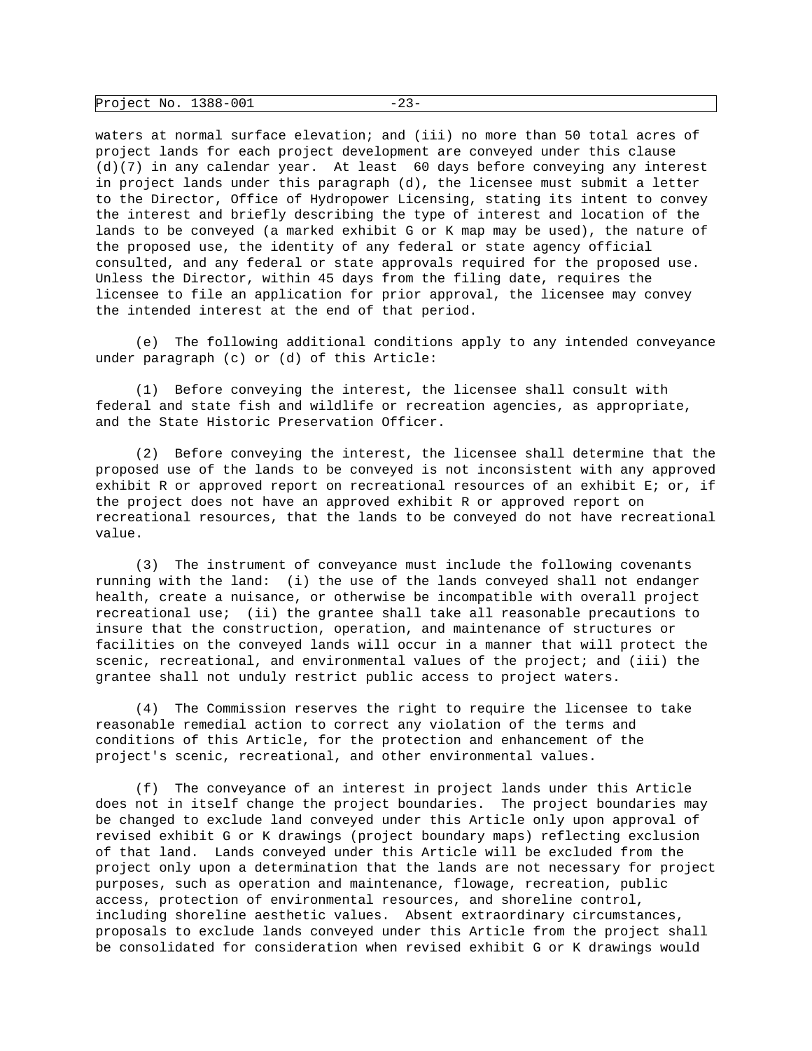waters at normal surface elevation; and (iii) no more than 50 total acres of project lands for each project development are conveyed under this clause (d)(7) in any calendar year. At least 60 days before conveying any interest in project lands under this paragraph (d), the licensee must submit a letter to the Director, Office of Hydropower Licensing, stating its intent to convey the interest and briefly describing the type of interest and location of the lands to be conveyed (a marked exhibit G or K map may be used), the nature of the proposed use, the identity of any federal or state agency official consulted, and any federal or state approvals required for the proposed use. Unless the Director, within 45 days from the filing date, requires the licensee to file an application for prior approval, the licensee may convey the intended interest at the end of that period.

(e) The following additional conditions apply to any intended conveyance under paragraph (c) or (d) of this Article:

(1) Before conveying the interest, the licensee shall consult with federal and state fish and wildlife or recreation agencies, as appropriate, and the State Historic Preservation Officer.

(2) Before conveying the interest, the licensee shall determine that the proposed use of the lands to be conveyed is not inconsistent with any approved exhibit R or approved report on recreational resources of an exhibit E; or, if the project does not have an approved exhibit R or approved report on recreational resources, that the lands to be conveyed do not have recreational value.

(3) The instrument of conveyance must include the following covenants running with the land: (i) the use of the lands conveyed shall not endanger health, create a nuisance, or otherwise be incompatible with overall project recreational use; (ii) the grantee shall take all reasonable precautions to insure that the construction, operation, and maintenance of structures or facilities on the conveyed lands will occur in a manner that will protect the scenic, recreational, and environmental values of the project; and (iii) the grantee shall not unduly restrict public access to project waters.

(4) The Commission reserves the right to require the licensee to take reasonable remedial action to correct any violation of the terms and conditions of this Article, for the protection and enhancement of the project's scenic, recreational, and other environmental values.

(f) The conveyance of an interest in project lands under this Article does not in itself change the project boundaries. The project boundaries may be changed to exclude land conveyed under this Article only upon approval of revised exhibit G or K drawings (project boundary maps) reflecting exclusion of that land. Lands conveyed under this Article will be excluded from the project only upon a determination that the lands are not necessary for project purposes, such as operation and maintenance, flowage, recreation, public access, protection of environmental resources, and shoreline control, including shoreline aesthetic values. Absent extraordinary circumstances, proposals to exclude lands conveyed under this Article from the project shall be consolidated for consideration when revised exhibit G or K drawings would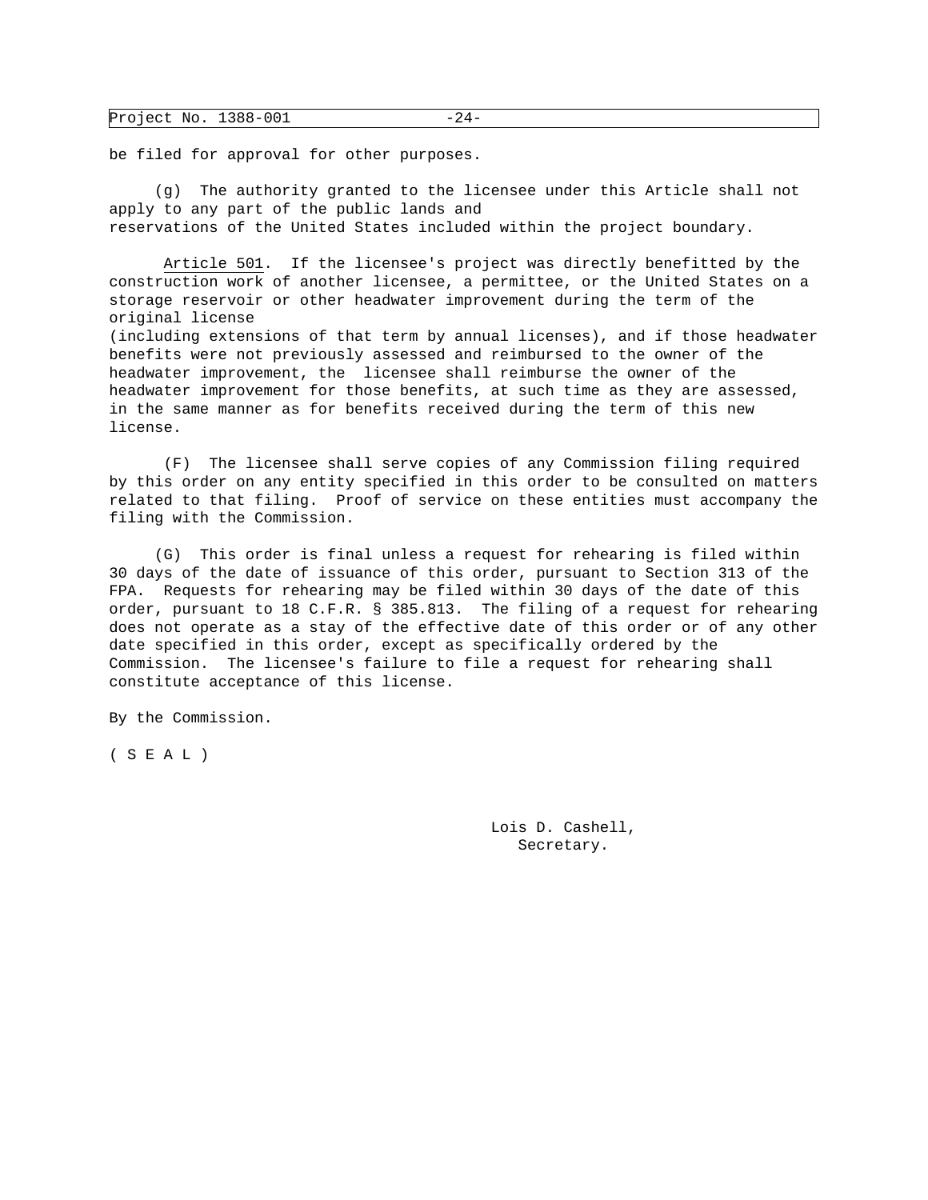be filed for approval for other purposes.

(g) The authority granted to the licensee under this Article shall not apply to any part of the public lands and reservations of the United States included within the project boundary.

Article 501. If the licensee's project was directly benefitted by the construction work of another licensee, a permittee, or the United States on a storage reservoir or other headwater improvement during the term of the original license (including extensions of that term by annual licenses), and if those headwater benefits were not previously assessed and reimbursed to the owner of the headwater improvement, the licensee shall reimburse the owner of the headwater improvement for those benefits, at such time as they are assessed, in the same manner as for benefits received during the term of this new license.

(F) The licensee shall serve copies of any Commission filing required by this order on any entity specified in this order to be consulted on matters related to that filing. Proof of service on these entities must accompany the filing with the Commission.

(G) This order is final unless a request for rehearing is filed within 30 days of the date of issuance of this order, pursuant to Section 313 of the FPA. Requests for rehearing may be filed within 30 days of the date of this order, pursuant to 18 C.F.R. § 385.813. The filing of a request for rehearing does not operate as a stay of the effective date of this order or of any other date specified in this order, except as specifically ordered by the Commission. The licensee's failure to file a request for rehearing shall constitute acceptance of this license.

By the Commission.

( S E A L )

Lois D. Cashell,
Secretary.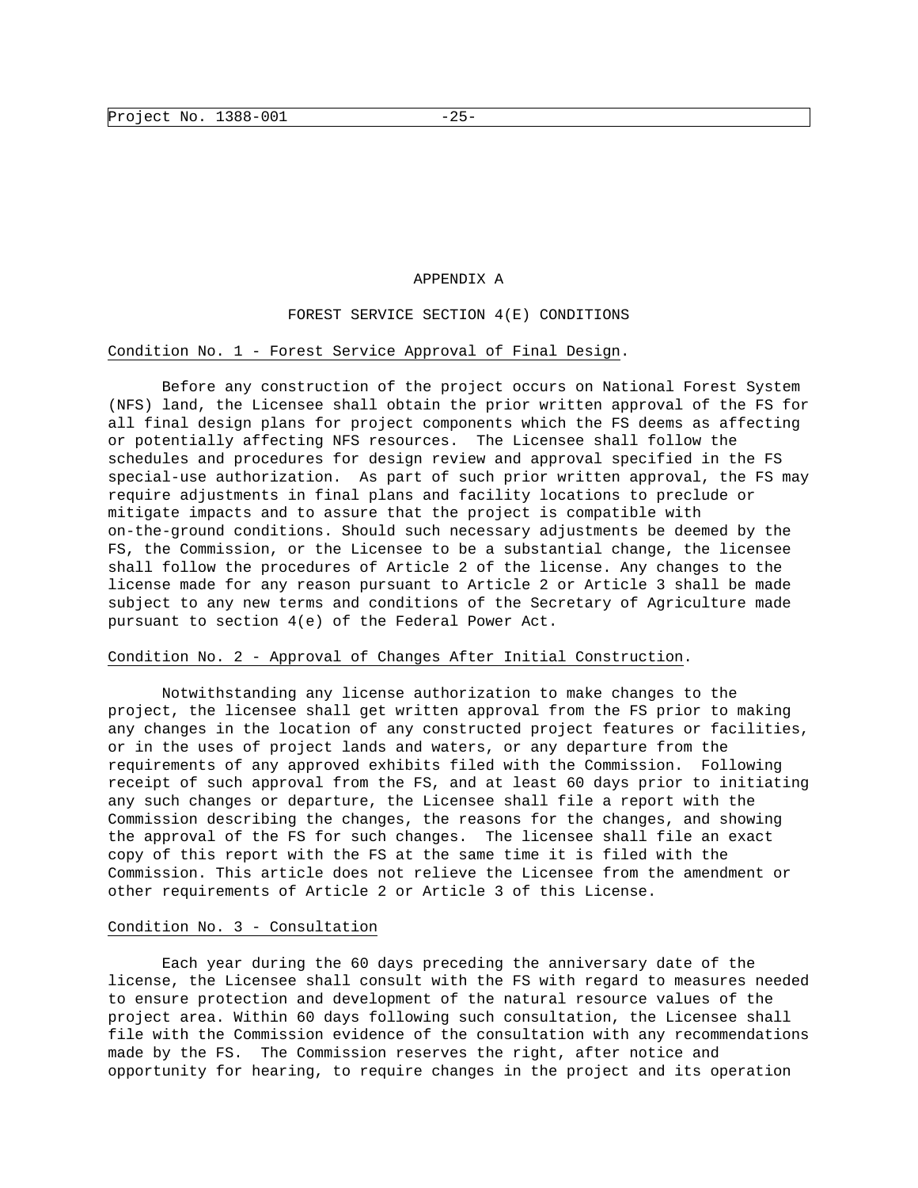APPENDIX A

FOREST SERVICE SECTION 4(E) CONDITIONS

Condition No. 1 - Forest Service Approval of Final Design.

Before any construction of the project occurs on National Forest System (NFS) land, the Licensee shall obtain the prior written approval of the FS for all final design plans for project components which the FS deems as affecting or potentially affecting NFS resources. The Licensee shall follow the schedules and procedures for design review and approval specified in the FS special-use authorization. As part of such prior written approval, the FS may require adjustments in final plans and facility locations to preclude or mitigate impacts and to assure that the project is compatible with on-the-ground conditions. Should such necessary adjustments be deemed by the FS, the Commission, or the Licensee to be a substantial change, the licensee shall follow the procedures of Article 2 of the license. Any changes to the license made for any reason pursuant to Article 2 or Article 3 shall be made subject to any new terms and conditions of the Secretary of Agriculture made pursuant to section 4(e) of the Federal Power Act.

Condition No. 2 - Approval of Changes After Initial Construction.

Notwithstanding any license authorization to make changes to the project, the licensee shall get written approval from the FS prior to making any changes in the location of any constructed project features or facilities, or in the uses of project lands and waters, or any departure from the requirements of any approved exhibits filed with the Commission. Following receipt of such approval from the FS, and at least 60 days prior to initiating any such changes or departure, the Licensee shall file a report with the Commission describing the changes, the reasons for the changes, and showing the approval of the FS for such changes. The licensee shall file an exact copy of this report with the FS at the same time it is filed with the Commission. This article does not relieve the Licensee from the amendment or other requirements of Article 2 or Article 3 of this License.

Condition No. 3 - Consultation

Each year during the 60 days preceding the anniversary date of the license, the Licensee shall consult with the FS with regard to measures needed to ensure protection and development of the natural resource values of the project area. Within 60 days following such consultation, the Licensee shall file with the Commission evidence of the consultation with any recommendations made by the FS. The Commission reserves the right, after notice and opportunity for hearing, to require changes in the project and its operation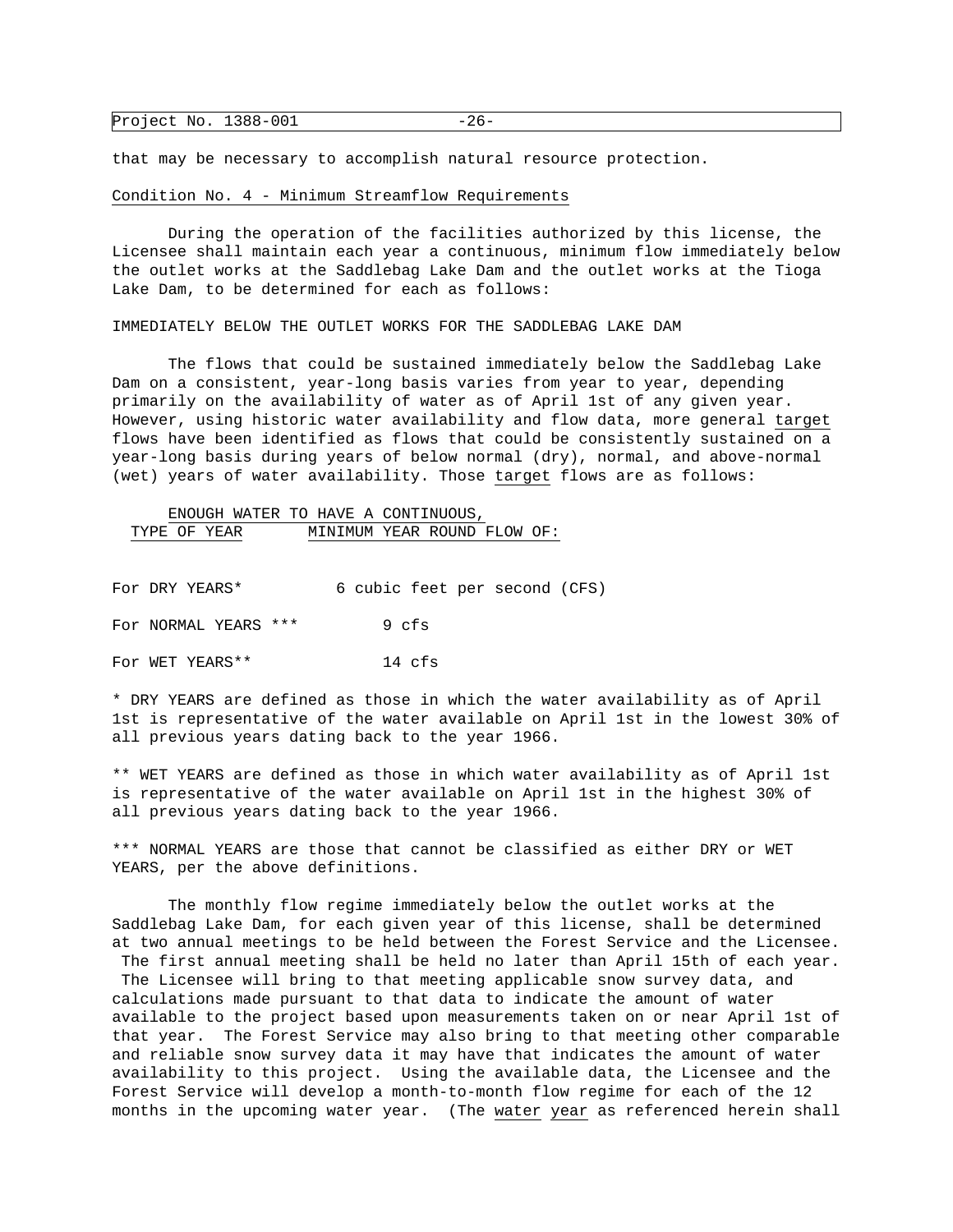that may be necessary to accomplish natural resource protection.

Condition No. 4 - Minimum Streamflow Requirements

During the operation of the facilities authorized by this license, the Licensee shall maintain each year a continuous, minimum flow immediately below the outlet works at the Saddlebag Lake Dam and the outlet works at the Tioga Lake Dam, to be determined for each as follows:

IMMEDIATELY BELOW THE OUTLET WORKS FOR THE SADDLEBAG LAKE DAM

The flows that could be sustained immediately below the Saddlebag Lake Dam on a consistent, year-long basis varies from year to year, depending primarily on the availability of water as of April 1st of any given year. However, using historic water availability and flow data, more general target flows have been identified as flows that could be consistently sustained on a year-long basis during years of below normal (dry), normal, and above-normal (wet) years of water availability. Those target flows are as follows:

| TYPE OF YEAR | ENOUGH WATER TO HAVE A CONTINUOUS, MINIMUM YEAR ROUND FLOW OF: |
|---|---|
| For DRY YEARS* | 6 cubic feet per second (CFS) |
| For NORMAL YEARS *** | 9 cfs |
| For WET YEARS** | 14 cfs |

* DRY YEARS are defined as those in which the water availability as of April 1st is representative of the water available on April 1st in the lowest 30% of all previous years dating back to the year 1966.

** WET YEARS are defined as those in which water availability as of April 1st is representative of the water available on April 1st in the highest 30% of all previous years dating back to the year 1966.

*** NORMAL YEARS are those that cannot be classified as either DRY or WET YEARS, per the above definitions.

The monthly flow regime immediately below the outlet works at the Saddlebag Lake Dam, for each given year of this license, shall be determined at two annual meetings to be held between the Forest Service and the Licensee. The first annual meeting shall be held no later than April 15th of each year. The Licensee will bring to that meeting applicable snow survey data, and calculations made pursuant to that data to indicate the amount of water available to the project based upon measurements taken on or near April 1st of that year. The Forest Service may also bring to that meeting other comparable and reliable snow survey data it may have that indicates the amount of water availability to this project. Using the available data, the Licensee and the Forest Service will develop a month-to-month flow regime for each of the 12 months in the upcoming water year. (The water year as referenced herein shall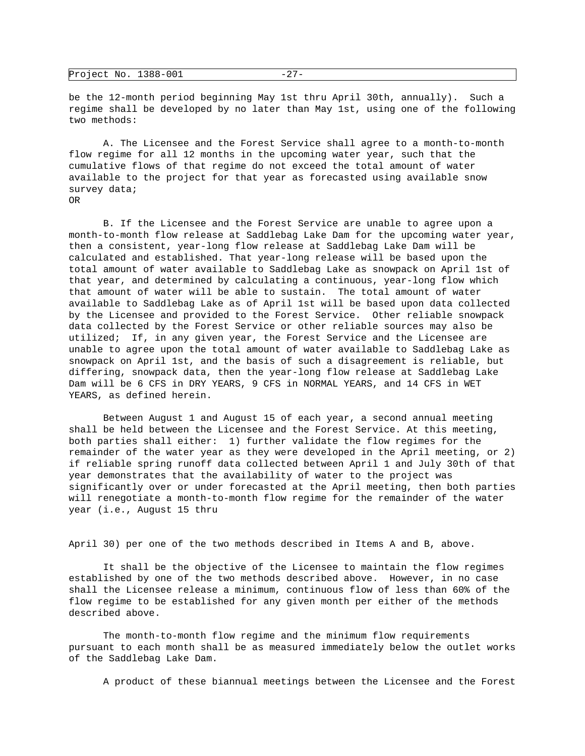be the 12-month period beginning May 1st thru April 30th, annually). Such a regime shall be developed by no later than May 1st, using one of the following two methods:

A. The Licensee and the Forest Service shall agree to a month-to-month flow regime for all 12 months in the upcoming water year, such that the cumulative flows of that regime do not exceed the total amount of water available to the project for that year as forecasted using available snow survey data;
OR

B. If the Licensee and the Forest Service are unable to agree upon a month-to-month flow release at Saddlebag Lake Dam for the upcoming water year, then a consistent, year-long flow release at Saddlebag Lake Dam will be calculated and established. That year-long release will be based upon the total amount of water available to Saddlebag Lake as snowpack on April 1st of that year, and determined by calculating a continuous, year-long flow which that amount of water will be able to sustain. The total amount of water available to Saddlebag Lake as of April 1st will be based upon data collected by the Licensee and provided to the Forest Service. Other reliable snowpack data collected by the Forest Service or other reliable sources may also be utilized; If, in any given year, the Forest Service and the Licensee are unable to agree upon the total amount of water available to Saddlebag Lake as snowpack on April 1st, and the basis of such a disagreement is reliable, but differing, snowpack data, then the year-long flow release at Saddlebag Lake Dam will be 6 CFS in DRY YEARS, 9 CFS in NORMAL YEARS, and 14 CFS in WET YEARS, as defined herein.

Between August 1 and August 15 of each year, a second annual meeting shall be held between the Licensee and the Forest Service. At this meeting, both parties shall either: 1) further validate the flow regimes for the remainder of the water year as they were developed in the April meeting, or 2) if reliable spring runoff data collected between April 1 and July 30th of that year demonstrates that the availability of water to the project was significantly over or under forecasted at the April meeting, then both parties will renegotiate a month-to-month flow regime for the remainder of the water year (i.e., August 15 thru April 30) per one of the two methods described in Items A and B, above.

It shall be the objective of the Licensee to maintain the flow regimes established by one of the two methods described above. However, in no case shall the Licensee release a minimum, continuous flow of less than 60% of the flow regime to be established for any given month per either of the methods described above.

The month-to-month flow regime and the minimum flow requirements pursuant to each month shall be as measured immediately below the outlet works of the Saddlebag Lake Dam.

A product of these biannual meetings between the Licensee and the Forest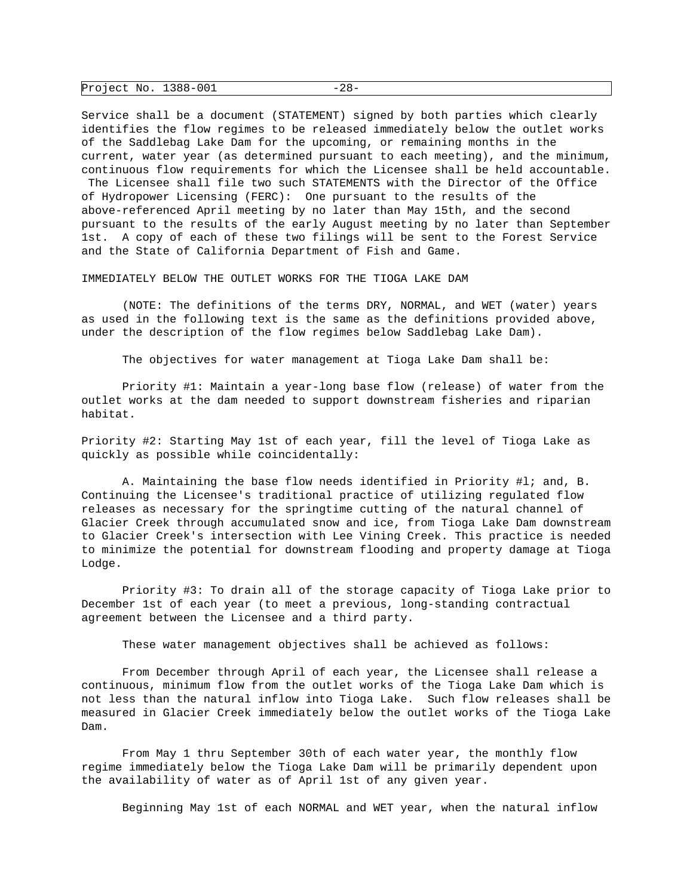Service shall be a document (STATEMENT) signed by both parties which clearly identifies the flow regimes to be released immediately below the outlet works of the Saddlebag Lake Dam for the upcoming, or remaining months in the current, water year (as determined pursuant to each meeting), and the minimum, continuous flow requirements for which the Licensee shall be held accountable. The Licensee shall file two such STATEMENTS with the Director of the Office of Hydropower Licensing (FERC): One pursuant to the results of the above-referenced April meeting by no later than May 15th, and the second pursuant to the results of the early August meeting by no later than September 1st. A copy of each of these two filings will be sent to the Forest Service and the State of California Department of Fish and Game.

IMMEDIATELY BELOW THE OUTLET WORKS FOR THE TIOGA LAKE DAM

(NOTE: The definitions of the terms DRY, NORMAL, and WET (water) years as used in the following text is the same as the definitions provided above, under the description of the flow regimes below Saddlebag Lake Dam).

The objectives for water management at Tioga Lake Dam shall be:

Priority #1: Maintain a year-long base flow (release) of water from the outlet works at the dam needed to support downstream fisheries and riparian habitat.

Priority #2: Starting May 1st of each year, fill the level of Tioga Lake as quickly as possible while coincidentally:

A. Maintaining the base flow needs identified in Priority #l; and, B. Continuing the Licensee's traditional practice of utilizing regulated flow releases as necessary for the springtime cutting of the natural channel of Glacier Creek through accumulated snow and ice, from Tioga Lake Dam downstream to Glacier Creek's intersection with Lee Vining Creek. This practice is needed to minimize the potential for downstream flooding and property damage at Tioga Lodge.

Priority #3: To drain all of the storage capacity of Tioga Lake prior to December 1st of each year (to meet a previous, long-standing contractual agreement between the Licensee and a third party.

These water management objectives shall be achieved as follows:

From December through April of each year, the Licensee shall release a continuous, minimum flow from the outlet works of the Tioga Lake Dam which is not less than the natural inflow into Tioga Lake. Such flow releases shall be measured in Glacier Creek immediately below the outlet works of the Tioga Lake Dam.

From May 1 thru September 30th of each water year, the monthly flow regime immediately below the Tioga Lake Dam will be primarily dependent upon the availability of water as of April 1st of any given year.

Beginning May 1st of each NORMAL and WET year, when the natural inflow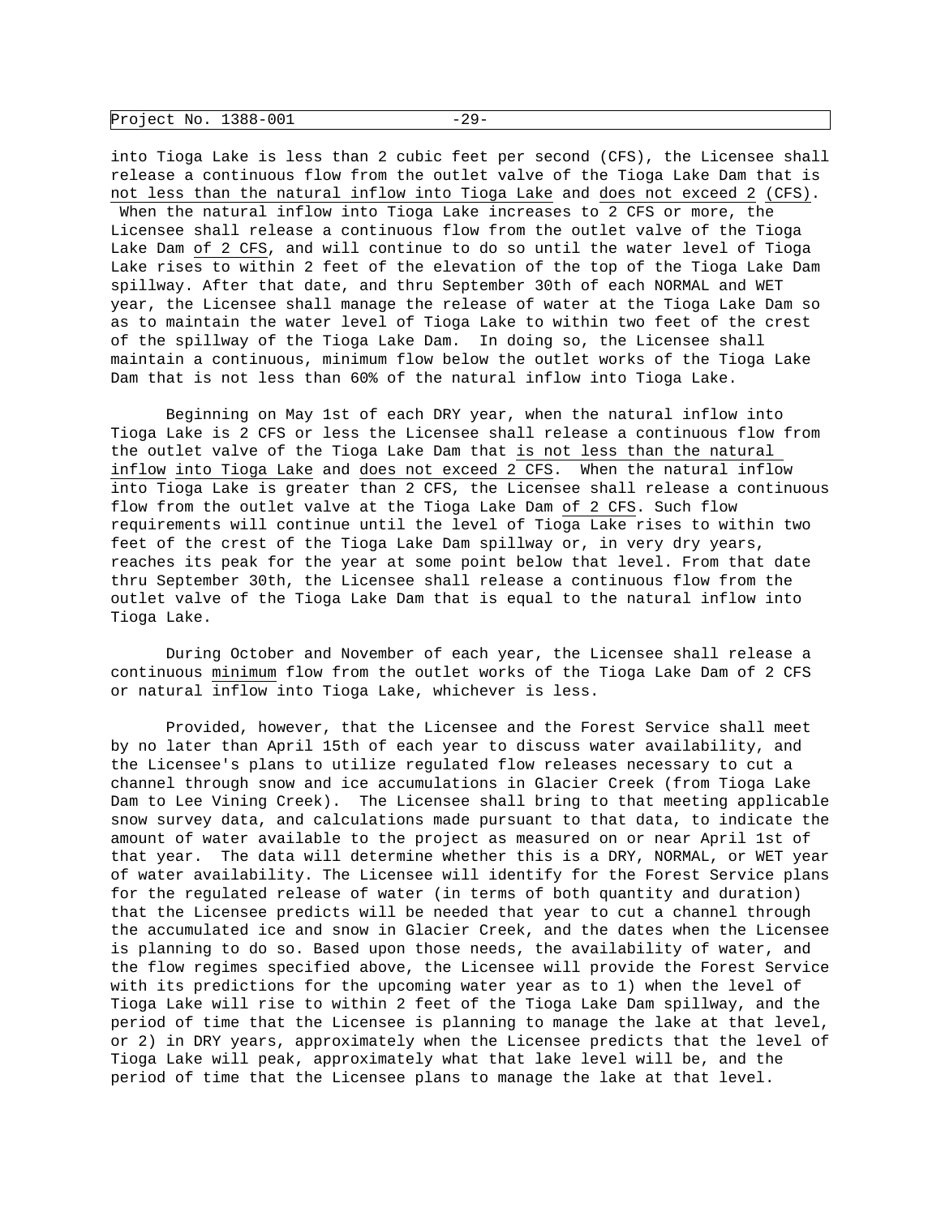into Tioga Lake is less than 2 cubic feet per second (CFS), the Licensee shall release a continuous flow from the outlet valve of the Tioga Lake Dam that is not less than the natural inflow into Tioga Lake and does not exceed 2 (CFS). When the natural inflow into Tioga Lake increases to 2 CFS or more, the Licensee shall release a continuous flow from the outlet valve of the Tioga Lake Dam of 2 CFS, and will continue to do so until the water level of Tioga Lake rises to within 2 feet of the elevation of the top of the Tioga Lake Dam spillway. After that date, and thru September 30th of each NORMAL and WET year, the Licensee shall manage the release of water at the Tioga Lake Dam so as to maintain the water level of Tioga Lake to within two feet of the crest of the spillway of the Tioga Lake Dam. In doing so, the Licensee shall maintain a continuous, minimum flow below the outlet works of the Tioga Lake Dam that is not less than 60% of the natural inflow into Tioga Lake.

Beginning on May 1st of each DRY year, when the natural inflow into Tioga Lake is 2 CFS or less the Licensee shall release a continuous flow from the outlet valve of the Tioga Lake Dam that is not less than the natural inflow into Tioga Lake and does not exceed 2 CFS. When the natural inflow into Tioga Lake is greater than 2 CFS, the Licensee shall release a continuous flow from the outlet valve at the Tioga Lake Dam of 2 CFS. Such flow requirements will continue until the level of Tioga Lake rises to within two feet of the crest of the Tioga Lake Dam spillway or, in very dry years, reaches its peak for the year at some point below that level. From that date thru September 30th, the Licensee shall release a continuous flow from the outlet valve of the Tioga Lake Dam that is equal to the natural inflow into Tioga Lake.

During October and November of each year, the Licensee shall release a continuous minimum flow from the outlet works of the Tioga Lake Dam of 2 CFS or natural inflow into Tioga Lake, whichever is less.

Provided, however, that the Licensee and the Forest Service shall meet by no later than April 15th of each year to discuss water availability, and the Licensee's plans to utilize regulated flow releases necessary to cut a channel through snow and ice accumulations in Glacier Creek (from Tioga Lake Dam to Lee Vining Creek). The Licensee shall bring to that meeting applicable snow survey data, and calculations made pursuant to that data, to indicate the amount of water available to the project as measured on or near April 1st of that year. The data will determine whether this is a DRY, NORMAL, or WET year of water availability. The Licensee will identify for the Forest Service plans for the regulated release of water (in terms of both quantity and duration) that the Licensee predicts will be needed that year to cut a channel through the accumulated ice and snow in Glacier Creek, and the dates when the Licensee is planning to do so. Based upon those needs, the availability of water, and the flow regimes specified above, the Licensee will provide the Forest Service with its predictions for the upcoming water year as to 1) when the level of Tioga Lake will rise to within 2 feet of the Tioga Lake Dam spillway, and the period of time that the Licensee is planning to manage the lake at that level, or 2) in DRY years, approximately when the Licensee predicts that the level of Tioga Lake will peak, approximately what that lake level will be, and the period of time that the Licensee plans to manage the lake at that level.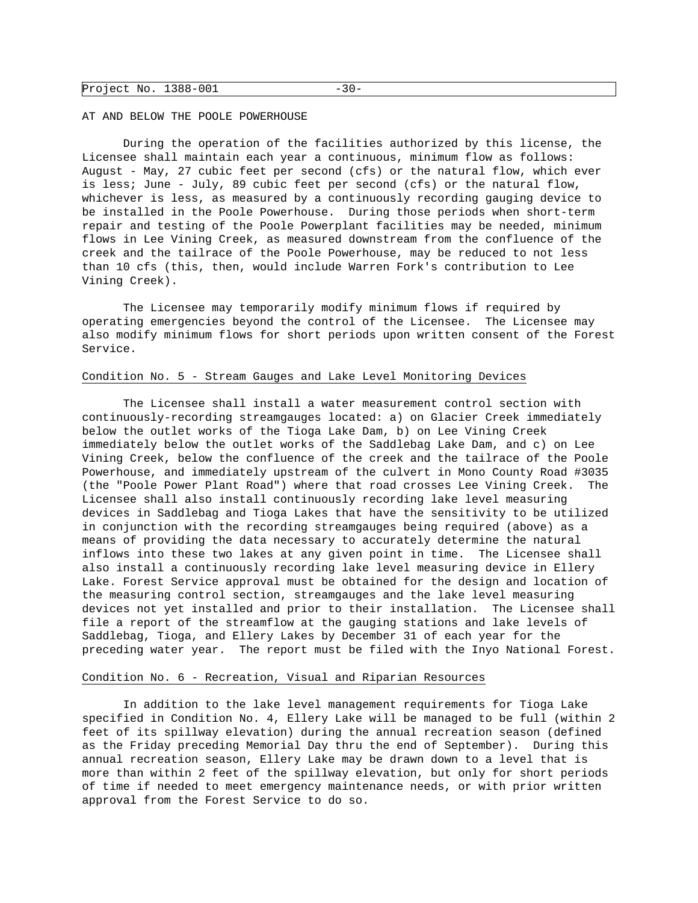AT AND BELOW THE POOLE POWERHOUSE

During the operation of the facilities authorized by this license, the Licensee shall maintain each year a continuous, minimum flow as follows: August - May, 27 cubic feet per second (cfs) or the natural flow, which ever is less; June - July, 89 cubic feet per second (cfs) or the natural flow, whichever is less, as measured by a continuously recording gauging device to be installed in the Poole Powerhouse. During those periods when short-term repair and testing of the Poole Powerplant facilities may be needed, minimum flows in Lee Vining Creek, as measured downstream from the confluence of the creek and the tailrace of the Poole Powerhouse, may be reduced to not less than 10 cfs (this, then, would include Warren Fork's contribution to Lee Vining Creek).

The Licensee may temporarily modify minimum flows if required by operating emergencies beyond the control of the Licensee. The Licensee may also modify minimum flows for short periods upon written consent of the Forest Service.

## Condition No. 5 - Stream Gauges and Lake Level Monitoring Devices

The Licensee shall install a water measurement control section with continuously-recording streamgauges located: a) on Glacier Creek immediately below the outlet works of the Tioga Lake Dam, b) on Lee Vining Creek immediately below the outlet works of the Saddlebag Lake Dam, and c) on Lee Vining Creek, below the confluence of the creek and the tailrace of the Poole Powerhouse, and immediately upstream of the culvert in Mono County Road #3035 (the "Poole Power Plant Road") where that road crosses Lee Vining Creek. The Licensee shall also install continuously recording lake level measuring devices in Saddlebag and Tioga Lakes that have the sensitivity to be utilized in conjunction with the recording streamgauges being required (above) as a means of providing the data necessary to accurately determine the natural inflows into these two lakes at any given point in time. The Licensee shall also install a continuously recording lake level measuring device in Ellery Lake. Forest Service approval must be obtained for the design and location of the measuring control section, streamgauges and the lake level measuring devices not yet installed and prior to their installation. The Licensee shall file a report of the streamflow at the gauging stations and lake levels of Saddlebag, Tioga, and Ellery Lakes by December 31 of each year for the preceding water year. The report must be filed with the Inyo National Forest.

## Condition No. 6 - Recreation, Visual and Riparian Resources

In addition to the lake level management requirements for Tioga Lake specified in Condition No. 4, Ellery Lake will be managed to be full (within 2 feet of its spillway elevation) during the annual recreation season (defined as the Friday preceding Memorial Day thru the end of September). During this annual recreation season, Ellery Lake may be drawn down to a level that is more than within 2 feet of the spillway elevation, but only for short periods of time if needed to meet emergency maintenance needs, or with prior written approval from the Forest Service to do so.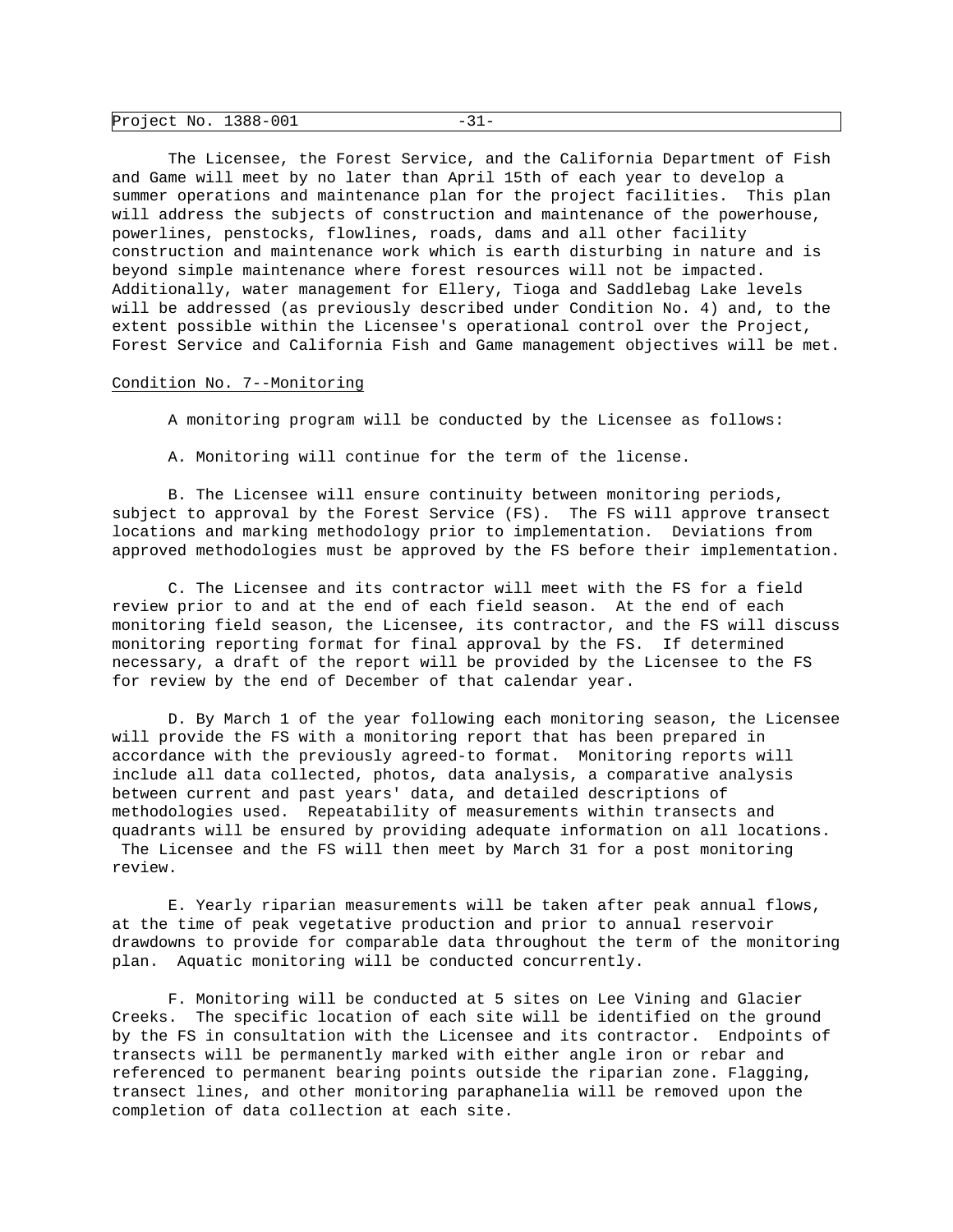The Licensee, the Forest Service, and the California Department of Fish and Game will meet by no later than April 15th of each year to develop a summer operations and maintenance plan for the project facilities. This plan will address the subjects of construction and maintenance of the powerhouse, powerlines, penstocks, flowlines, roads, dams and all other facility construction and maintenance work which is earth disturbing in nature and is beyond simple maintenance where forest resources will not be impacted. Additionally, water management for Ellery, Tioga and Saddlebag Lake levels will be addressed (as previously described under Condition No. 4) and, to the extent possible within the Licensee's operational control over the Project, Forest Service and California Fish and Game management objectives will be met.

Condition No. 7--Monitoring

A monitoring program will be conducted by the Licensee as follows:

A. Monitoring will continue for the term of the license.

B. The Licensee will ensure continuity between monitoring periods, subject to approval by the Forest Service (FS). The FS will approve transect locations and marking methodology prior to implementation. Deviations from approved methodologies must be approved by the FS before their implementation.

C. The Licensee and its contractor will meet with the FS for a field review prior to and at the end of each field season. At the end of each monitoring field season, the Licensee, its contractor, and the FS will discuss monitoring reporting format for final approval by the FS. If determined necessary, a draft of the report will be provided by the Licensee to the FS for review by the end of December of that calendar year.

D. By March 1 of the year following each monitoring season, the Licensee will provide the FS with a monitoring report that has been prepared in accordance with the previously agreed-to format. Monitoring reports will include all data collected, photos, data analysis, a comparative analysis between current and past years' data, and detailed descriptions of methodologies used. Repeatability of measurements within transects and quadrants will be ensured by providing adequate information on all locations. The Licensee and the FS will then meet by March 31 for a post monitoring review.

E. Yearly riparian measurements will be taken after peak annual flows, at the time of peak vegetative production and prior to annual reservoir drawdowns to provide for comparable data throughout the term of the monitoring plan. Aquatic monitoring will be conducted concurrently.

F. Monitoring will be conducted at 5 sites on Lee Vining and Glacier Creeks. The specific location of each site will be identified on the ground by the FS in consultation with the Licensee and its contractor. Endpoints of transects will be permanently marked with either angle iron or rebar and referenced to permanent bearing points outside the riparian zone. Flagging, transect lines, and other monitoring paraphanelia will be removed upon the completion of data collection at each site.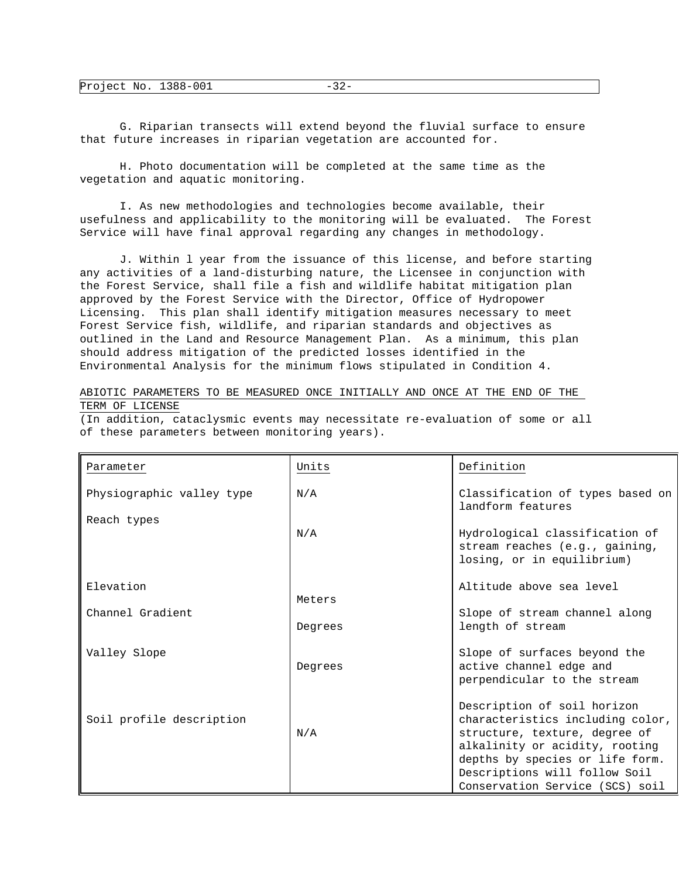G. Riparian transects will extend beyond the fluvial surface to ensure that future increases in riparian vegetation are accounted for.

H. Photo documentation will be completed at the same time as the vegetation and aquatic monitoring.

I. As new methodologies and technologies become available, their usefulness and applicability to the monitoring will be evaluated. The Forest Service will have final approval regarding any changes in methodology.

J. Within l year from the issuance of this license, and before starting any activities of a land-disturbing nature, the Licensee in conjunction with the Forest Service, shall file a fish and wildlife habitat mitigation plan approved by the Forest Service with the Director, Office of Hydropower Licensing. This plan shall identify mitigation measures necessary to meet Forest Service fish, wildlife, and riparian standards and objectives as outlined in the Land and Resource Management Plan. As a minimum, this plan should address mitigation of the predicted losses identified in the Environmental Analysis for the minimum flows stipulated in Condition 4.

ABIOTIC PARAMETERS TO BE MEASURED ONCE INITIALLY AND ONCE AT THE END OF THE TERM OF LICENSE
(In addition, cataclysmic events may necessitate re-evaluation of some or all of these parameters between monitoring years).

| Parameter | Units | Definition |
|---|---|---|
| Physiographic valley type | N/A | Classification of types based on landform features |
| Reach types | N/A | Hydrological classification of stream reaches (e.g., gaining, losing, or in equilibrium) |
| Elevation | Meters | Altitude above sea level |
| Channel Gradient | Degrees | Slope of stream channel along length of stream |
| Valley Slope | Degrees | Slope of surfaces beyond the active channel edge and perpendicular to the stream |
| Soil profile description | N/A | Description of soil horizon characteristics including color, structure, texture, degree of alkalinity or acidity, rooting depths by species or life form. Descriptions will follow Soil Conservation Service (SCS) soil |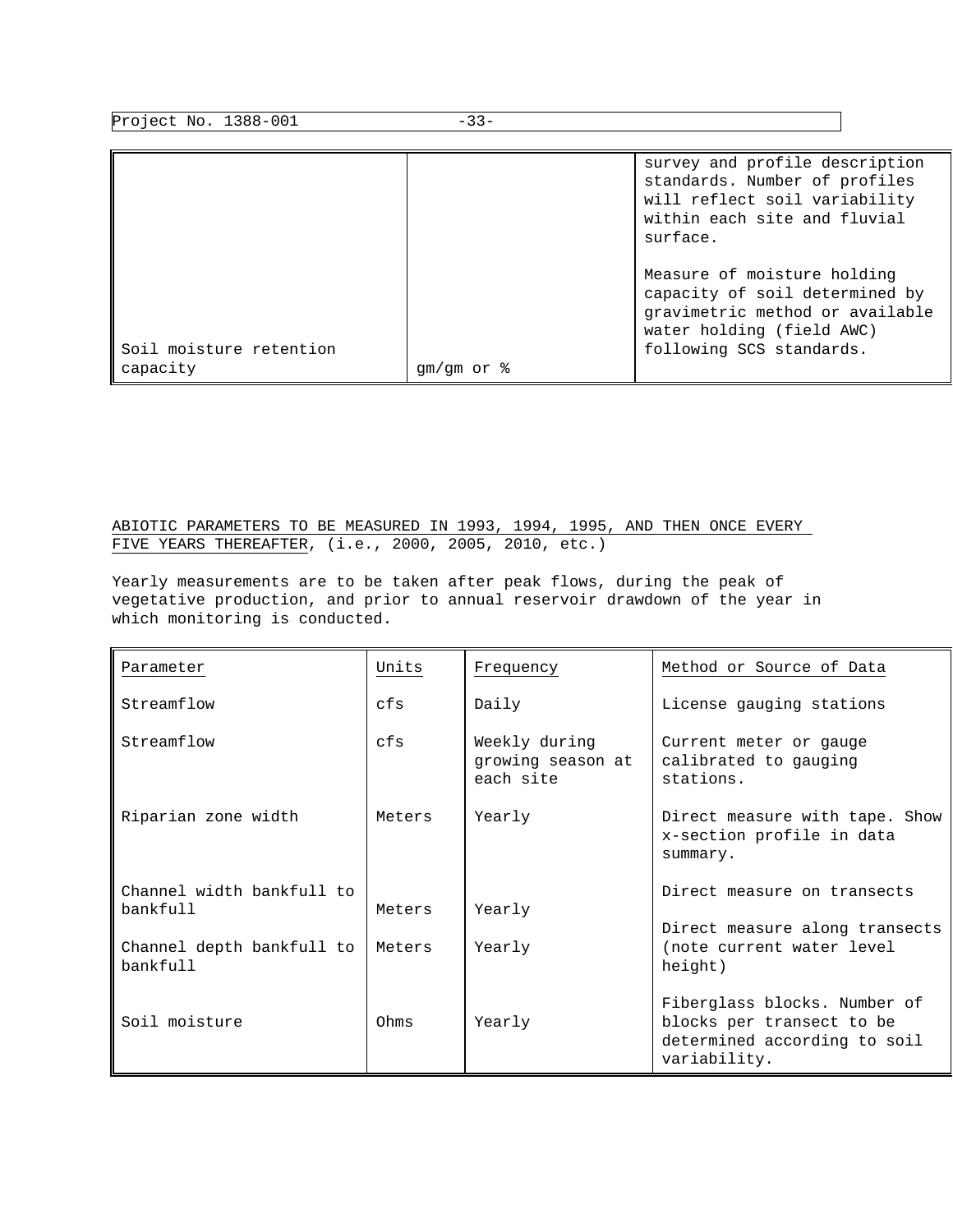| | | |
|---|---|---|
| | | survey and profile description standards. Number of profiles will reflect soil variability within each site and fluvial surface. |
| Soil moisture retention capacity | gm/gm or % | Measure of moisture holding capacity of soil determined by gravimetric method or available water holding (field AWC) following SCS standards. |

<u>ABIOTIC PARAMETERS TO BE MEASURED IN 1993, 1994, 1995, AND THEN ONCE EVERY FIVE YEARS THEREAFTER</u>, (i.e., 2000, 2005, 2010, etc.)

Yearly measurements are to be taken after peak flows, during the peak of vegetative production, and prior to annual reservoir drawdown of the year in which monitoring is conducted.

| Parameter | Units | Frequency | Method or Source of Data |
|---|---|---|---|
| Streamflow | cfs | Daily | License gauging stations |
| Streamflow | cfs | Weekly during growing season at each site | Current meter or gauge calibrated to gauging stations. |
| Riparian zone width | Meters | Yearly | Direct measure with tape. Show x-section profile in data summary. |
| Channel width bankfull to bankfull | Meters | Yearly | Direct measure on transects |
| Channel depth bankfull to bankfull | Meters | Yearly | Direct measure along transects (note current water level height) |
| Soil moisture | Ohms | Yearly | Fiberglass blocks. Number of blocks per transect to be determined according to soil variability. |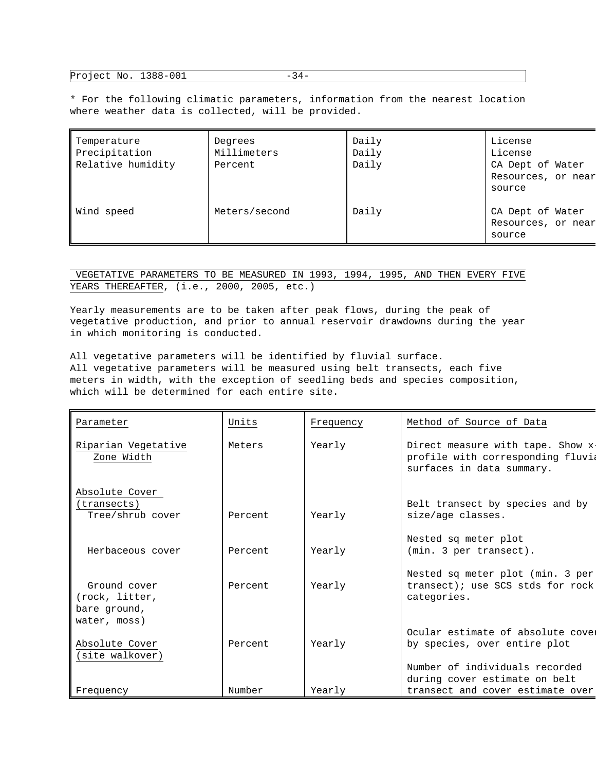* For the following climatic parameters, information from the nearest location where weather data is collected, will be provided.

| | | | |
|---|---|---|---|
| Temperature<br>Precipitation<br>Relative humidity | Degrees<br>Millimeters<br>Percent | Daily<br>Daily<br>Daily | License<br>License<br>CA Dept of Water Resources, or near source |
| Wind speed | Meters/second | Daily | CA Dept of Water Resources, or near source |

VEGETATIVE PARAMETERS TO BE MEASURED IN 1993, 1994, 1995, AND THEN EVERY FIVE YEARS THEREAFTER, (i.e., 2000, 2005, etc.)

Yearly measurements are to be taken after peak flows, during the peak of vegetative production, and prior to annual reservoir drawdowns during the year in which monitoring is conducted.

All vegetative parameters will be identified by fluvial surface.
All vegetative parameters will be measured using belt transects, each five meters in width, with the exception of seedling beds and species composition, which will be determined for each entire site.

| Parameter | Units | Frequency | Method of Source of Data |
|---|---|---|---|
| Riparian Vegetative Zone Width | Meters | Yearly | Direct measure with tape. Show x-profile with corresponding fluvial surfaces in data summary. |
| Absolute Cover (transects) | | | |
| Tree/shrub cover | Percent | Yearly | Belt transect by species and by size/age classes. |
| Herbaceous cover | Percent | Yearly | Nested sq meter plot (min. 3 per transect). |
| Ground cover (rock, litter, bare ground, water, moss) | Percent | Yearly | Nested sq meter plot (min. 3 per transect); use SCS stds for rock categories. |
| Absolute Cover (site walkover) | Percent | Yearly | Ocular estimate of absolute cover by species, over entire plot |
| Frequency | Number | Yearly | Number of individuals recorded during cover estimate on belt transect and cover estimate over |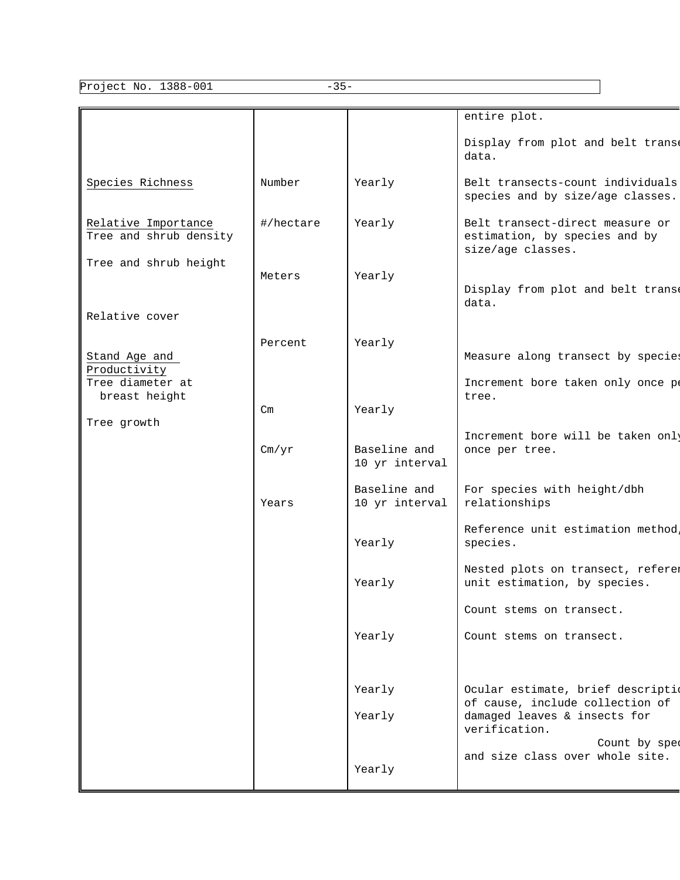| | | | |
|---|---|---|---|
| | | | entire plot. |
| | | | Display from plot and belt transe data. |
| Species Richness | Number | Yearly | Belt transects-count individuals species and by size/age classes. |
| Relative Importance<br>Tree and shrub density | #/hectare | Yearly | Belt transect-direct measure or estimation, by species and by size/age classes. |
| Tree and shrub height | Meters | Yearly | Display from plot and belt transe data. |
| Relative cover | Percent | Yearly | Measure along transect by species |
| Stand Age and Productivity<br>Tree diameter at breast height | Cm | Yearly | Increment bore taken only once pe tree. |
| Tree growth | Cm/yr | Baseline and 10 yr interval | Increment bore will be taken only once per tree. |
| | Years | Baseline and 10 yr interval | For species with height/dbh relationships |
| | | Yearly | Reference unit estimation method, species. |
| | | Yearly | Nested plots on transect, referen unit estimation, by species. |
| | | | Count stems on transect. |
| | | Yearly | Count stems on transect. |
| | | Yearly | Ocular estimate, brief descriptio of cause, include collection of |
| | | Yearly | damaged leaves & insects for verification. |
| | | Yearly | Count by spec and size class over whole site. |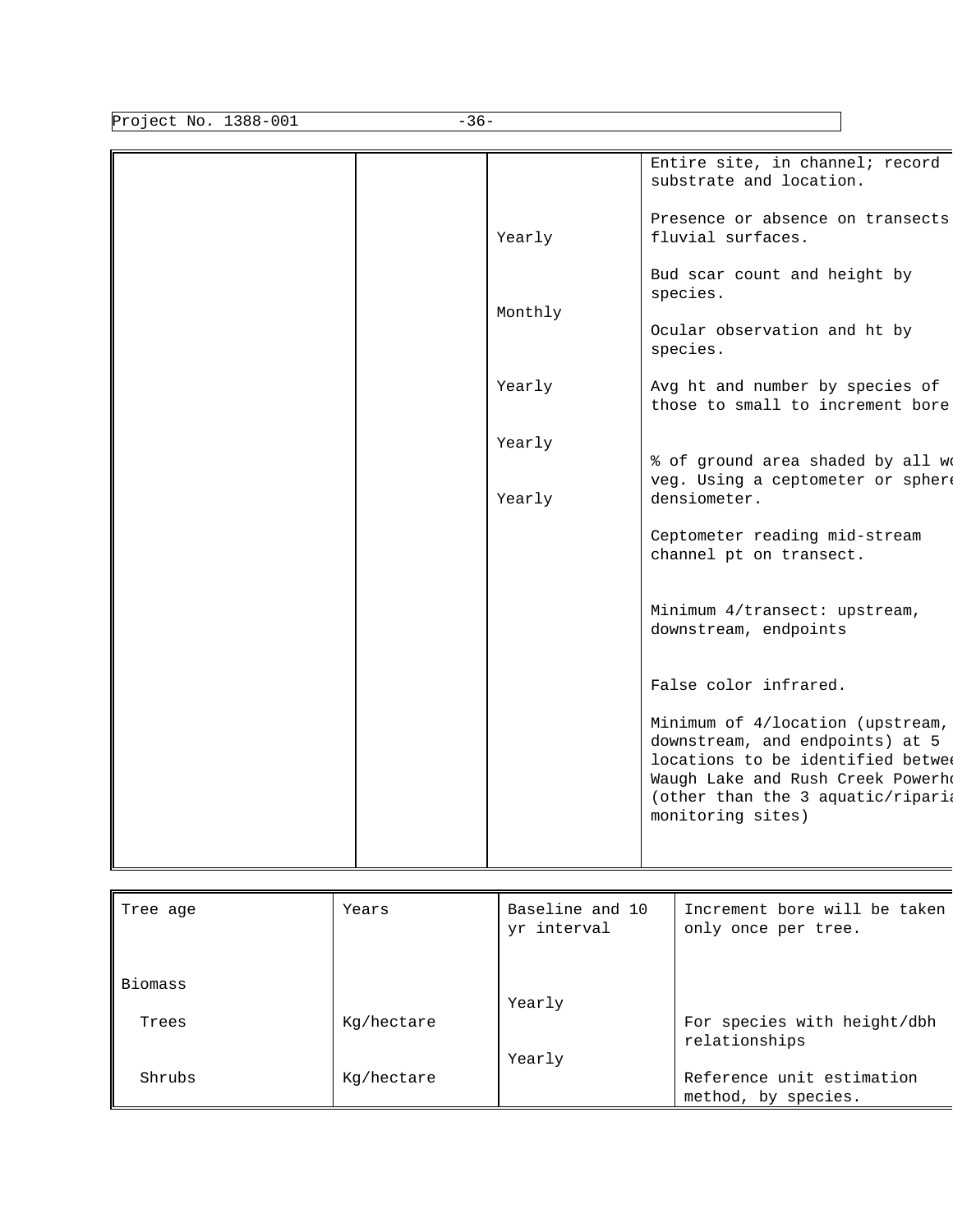| | | | |
|---|---|---|---|
| | | | Entire site, in channel; record substrate and location. |
| | | Yearly | Presence or absence on transects fluvial surfaces. |
| | | | Bud scar count and height by species. |
| | | Monthly | Ocular observation and ht by species. |
| | | Yearly | Avg ht and number by species of those to small to increment bore |
| | | Yearly | |
| | | Yearly | % of ground area shaded by all wo veg. Using a ceptometer or sphere densiometer. |
| | | | Ceptometer reading mid-stream channel pt on transect. |
| | | | Minimum 4/transect: upstream, downstream, endpoints |
| | | | False color infrared. |
| | | | Minimum of 4/location (upstream, downstream, and endpoints) at 5 locations to be identified betwee Waugh Lake and Rush Creek Powerho (other than the 3 aquatic/riparia monitoring sites) |

| | | | |
|---|---|---|---|
| Tree age | Years | Baseline and 10 yr interval | Increment bore will be taken only once per tree. |
| Biomass | | | |
| Trees | Kg/hectare | Yearly | For species with height/dbh relationships |
| Shrubs | Kg/hectare | Yearly | Reference unit estimation method, by species. |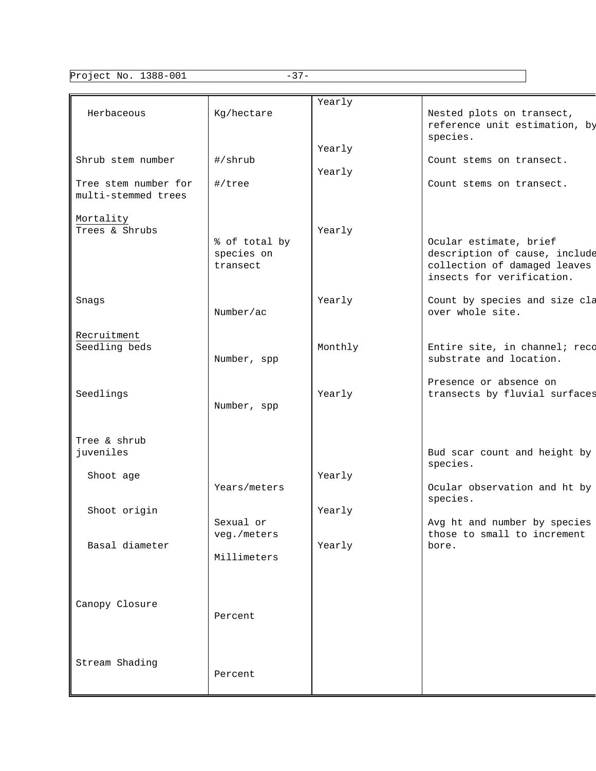| | | | |
|---|---|---|---|
| Herbaceous | Kg/hectare | Yearly | Nested plots on transect, reference unit estimation, by species. |
| Shrub stem number | #/shrub | Yearly | Count stems on transect. |
| Tree stem number for multi-stemmed trees | #/tree | Yearly | Count stems on transect. |
| Mortality | | | |
| Trees & Shrubs | % of total by species on transect | Yearly | Ocular estimate, brief description of cause, include collection of damaged leaves insects for verification. |
| Snags | Number/ac | Yearly | Count by species and size cla over whole site. |
| Recruitment | | | |
| Seedling beds | Number, spp | Monthly | Entire site, in channel; reco substrate and location. |
| Seedlings | Number, spp | Yearly | Presence or absence on transects by fluvial surfaces |
| Tree & shrub juveniles | | | |
| Shoot age | Years/meters | Yearly | Bud scar count and height by species. |
| Shoot origin | Sexual or veg./meters | Yearly | Ocular observation and ht by species. |
| Basal diameter | Millimeters | Yearly | Avg ht and number by species those to small to increment bore. |
| Canopy Closure | Percent | | |
| Stream Shading | Percent | | |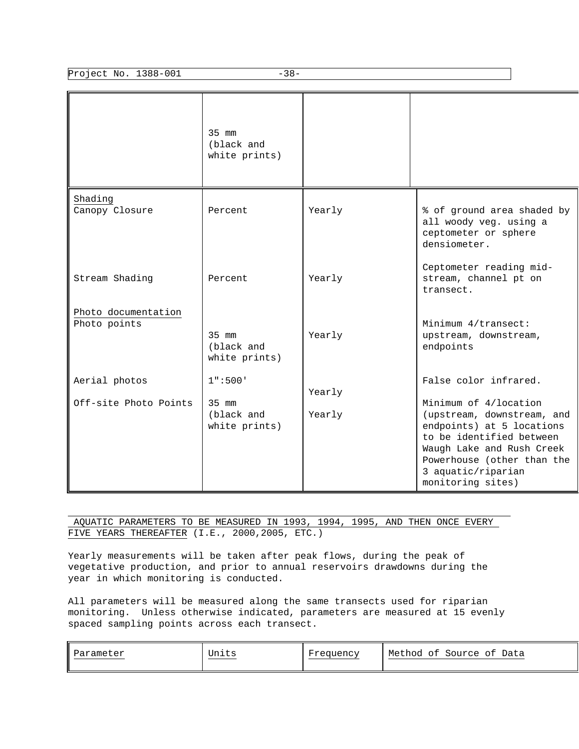|  | 35 mm (black and white prints) |  |  |
|---|---|---|---|
| Shading<br>Canopy Closure | Percent | Yearly | % of ground area shaded by all woody veg. using a ceptometer or sphere densiometer. |
| Stream Shading | Percent | Yearly | Ceptometer reading mid-stream, channel pt on transect. |
| Photo documentation<br>Photo points | 35 mm (black and white prints) | Yearly | Minimum 4/transect: upstream, downstream, endpoints |
| Aerial photos | 1":500' | Yearly | False color infrared. |
| Off-site Photo Points | 35 mm (black and white prints) | Yearly | Minimum of 4/location (upstream, downstream, and endpoints) at 5 locations to be identified between Waugh Lake and Rush Creek Powerhouse (other than the 3 aquatic/riparian monitoring sites) |

AQUATIC PARAMETERS TO BE MEASURED IN 1993, 1994, 1995, AND THEN ONCE EVERY FIVE YEARS THEREAFTER (I.E., 2000,2005, ETC.)

Yearly measurements will be taken after peak flows, during the peak of vegetative production, and prior to annual reservoirs drawdowns during the year in which monitoring is conducted.

All parameters will be measured along the same transects used for riparian monitoring. Unless otherwise indicated, parameters are measured at 15 evenly spaced sampling points across each transect.

| Parameter | Units | Frequency | Method of Source of Data |
|---|---|---|---|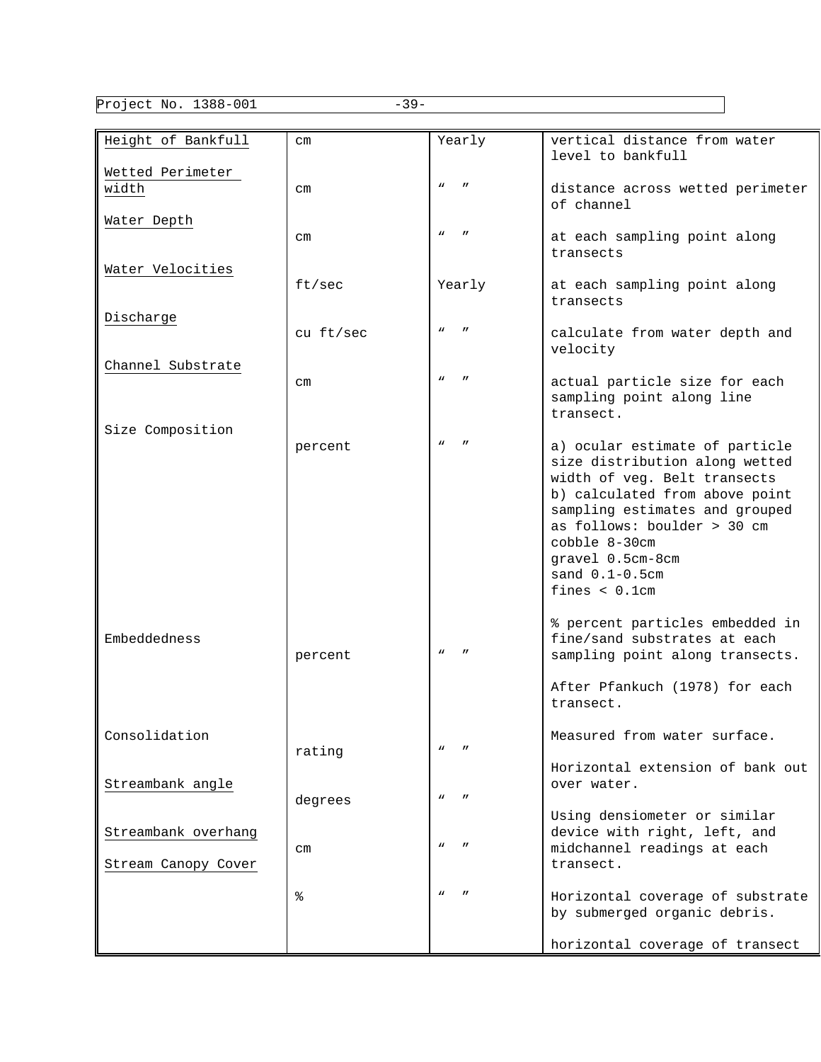| Height of Bankfull | cm | Yearly | vertical distance from water level to bankfull |
|---|---|---|---|
| Wetted Perimeter width | cm | " " | distance across wetted perimeter of channel |
| Water Depth | cm | " " | at each sampling point along transects |
| Water Velocities | ft/sec | Yearly | at each sampling point along transects |
| Discharge | cu ft/sec | " " | calculate from water depth and velocity |
| Channel Substrate | cm | " " | actual particle size for each sampling point along line transect. |
| Size Composition | percent | " " | a) ocular estimate of particle size distribution along wetted width of veg. Belt transects b) calculated from above point sampling estimates and grouped as follows: boulder > 30 cm cobble 8-30cm gravel 0.5cm-8cm sand 0.1-0.5cm fines < 0.1cm |
| Embeddedness | percent | " " | % percent particles embedded in fine/sand substrates at each sampling point along transects. |
| Consolidation | rating | " " | After Pfankuch (1978) for each transect. |
| Streambank angle | degrees | " " | Measured from water surface. |
| Streambank overhang | cm | " " | Horizontal extension of bank out over water. |
| Stream Canopy Cover | % | " " | Using densiometer or similar device with right, left, and midchannel readings at each transect. |
| | | | Horizontal coverage of substrate by submerged organic debris. |
| | | | horizontal coverage of transect |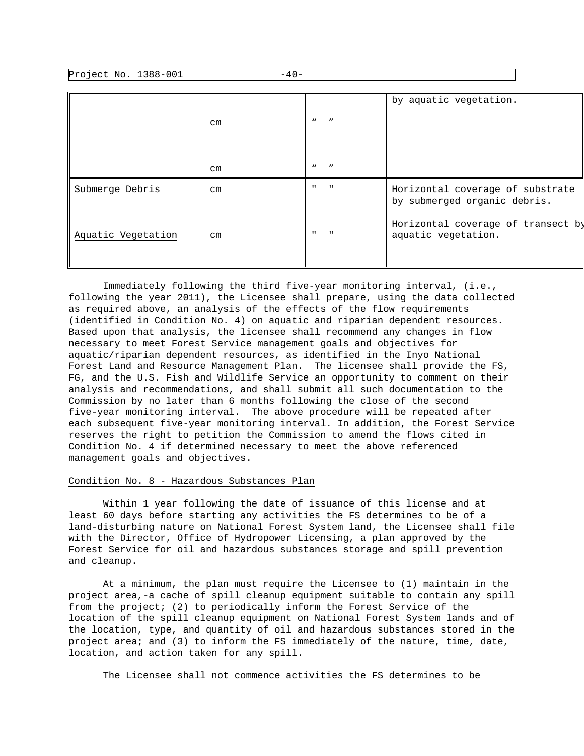|  |  |  | by aquatic vegetation. |
| --- | --- | --- | --- |
|  | cm | " " |  |
|  | cm | " " |  |
| Submerge Debris | cm | " " | Horizontal coverage of substrate by submerged organic debris. |
| Aquatic Vegetation | cm | " " | Horizontal coverage of transect by aquatic vegetation. |

Immediately following the third five-year monitoring interval, (i.e., following the year 2011), the Licensee shall prepare, using the data collected as required above, an analysis of the effects of the flow requirements (identified in Condition No. 4) on aquatic and riparian dependent resources. Based upon that analysis, the licensee shall recommend any changes in flow necessary to meet Forest Service management goals and objectives for aquatic/riparian dependent resources, as identified in the Inyo National Forest Land and Resource Management Plan. The licensee shall provide the FS, FG, and the U.S. Fish and Wildlife Service an opportunity to comment on their analysis and recommendations, and shall submit all such documentation to the Commission by no later than 6 months following the close of the second five-year monitoring interval. The above procedure will be repeated after each subsequent five-year monitoring interval. In addition, the Forest Service reserves the right to petition the Commission to amend the flows cited in Condition No. 4 if determined necessary to meet the above referenced management goals and objectives.

Condition No. 8 - Hazardous Substances Plan

Within 1 year following the date of issuance of this license and at least 60 days before starting any activities the FS determines to be of a land-disturbing nature on National Forest System land, the Licensee shall file with the Director, Office of Hydropower Licensing, a plan approved by the Forest Service for oil and hazardous substances storage and spill prevention and cleanup.

At a minimum, the plan must require the Licensee to (1) maintain in the project area,-a cache of spill cleanup equipment suitable to contain any spill from the project; (2) to periodically inform the Forest Service of the location of the spill cleanup equipment on National Forest System lands and of the location, type, and quantity of oil and hazardous substances stored in the project area; and (3) to inform the FS immediately of the nature, time, date, location, and action taken for any spill.

The Licensee shall not commence activities the FS determines to be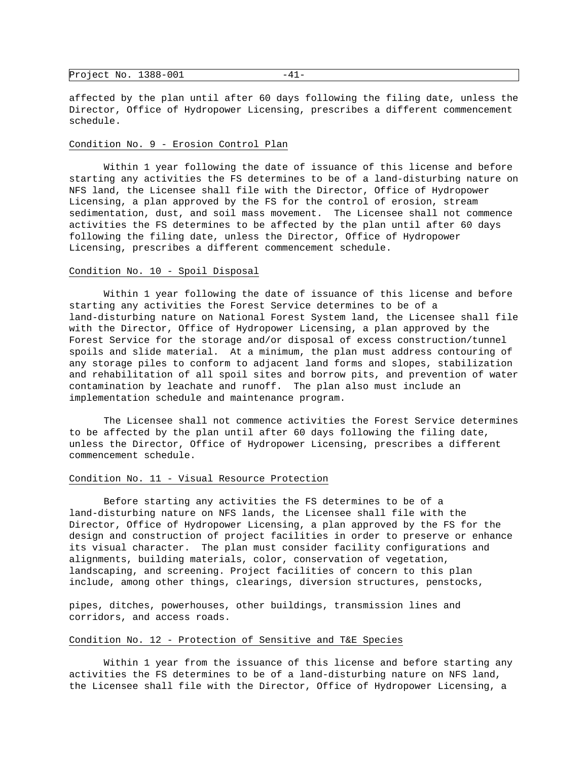affected by the plan until after 60 days following the filing date, unless the Director, Office of Hydropower Licensing, prescribes a different commencement schedule.

Condition No. 9 - Erosion Control Plan

Within 1 year following the date of issuance of this license and before starting any activities the FS determines to be of a land-disturbing nature on NFS land, the Licensee shall file with the Director, Office of Hydropower Licensing, a plan approved by the FS for the control of erosion, stream sedimentation, dust, and soil mass movement. The Licensee shall not commence activities the FS determines to be affected by the plan until after 60 days following the filing date, unless the Director, Office of Hydropower Licensing, prescribes a different commencement schedule.

Condition No. 10 - Spoil Disposal

Within 1 year following the date of issuance of this license and before starting any activities the Forest Service determines to be of a land-disturbing nature on National Forest System land, the Licensee shall file with the Director, Office of Hydropower Licensing, a plan approved by the Forest Service for the storage and/or disposal of excess construction/tunnel spoils and slide material. At a minimum, the plan must address contouring of any storage piles to conform to adjacent land forms and slopes, stabilization and rehabilitation of all spoil sites and borrow pits, and prevention of water contamination by leachate and runoff. The plan also must include an implementation schedule and maintenance program.

The Licensee shall not commence activities the Forest Service determines to be affected by the plan until after 60 days following the filing date, unless the Director, Office of Hydropower Licensing, prescribes a different commencement schedule.

Condition No. 11 - Visual Resource Protection

Before starting any activities the FS determines to be of a land-disturbing nature on NFS lands, the Licensee shall file with the Director, Office of Hydropower Licensing, a plan approved by the FS for the design and construction of project facilities in order to preserve or enhance its visual character. The plan must consider facility configurations and alignments, building materials, color, conservation of vegetation, landscaping, and screening. Project facilities of concern to this plan include, among other things, clearings, diversion structures, penstocks, pipes, ditches, powerhouses, other buildings, transmission lines and corridors, and access roads.

Condition No. 12 - Protection of Sensitive and T&E Species

Within 1 year from the issuance of this license and before starting any activities the FS determines to be of a land-disturbing nature on NFS land, the Licensee shall file with the Director, Office of Hydropower Licensing, a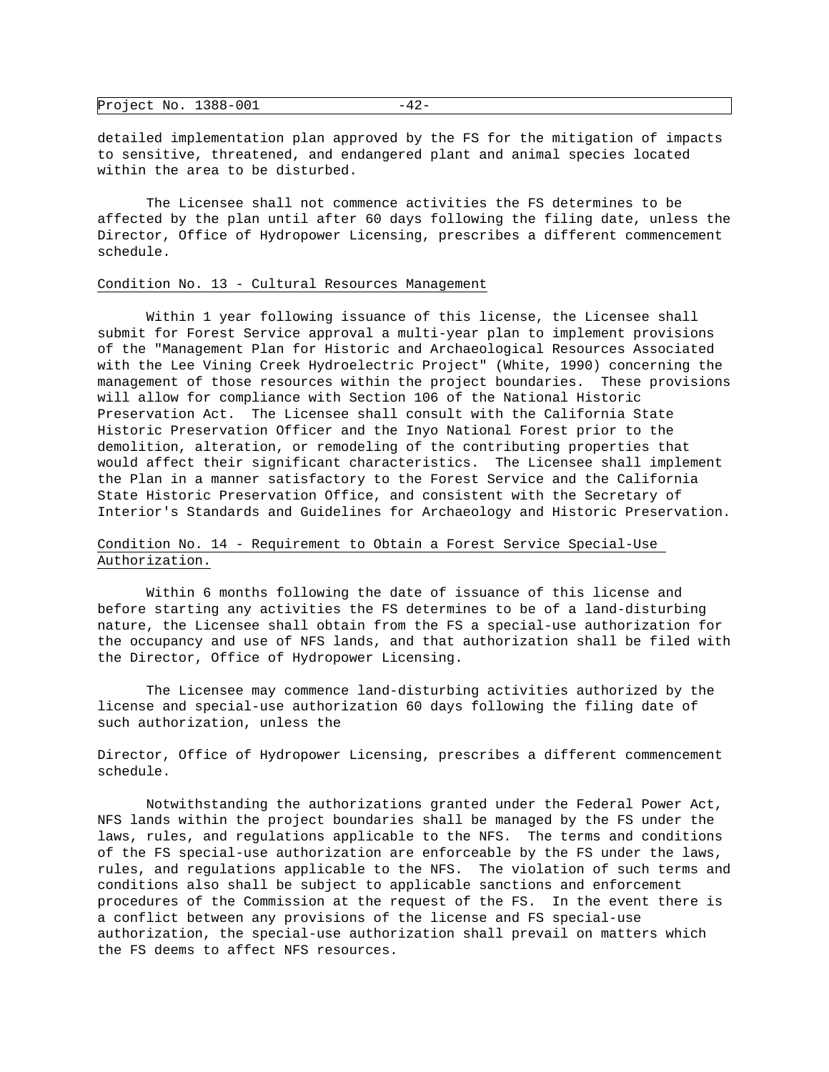detailed implementation plan approved by the FS for the mitigation of impacts to sensitive, threatened, and endangered plant and animal species located within the area to be disturbed.

The Licensee shall not commence activities the FS determines to be affected by the plan until after 60 days following the filing date, unless the Director, Office of Hydropower Licensing, prescribes a different commencement schedule.

Condition No. 13 - Cultural Resources Management

Within 1 year following issuance of this license, the Licensee shall submit for Forest Service approval a multi-year plan to implement provisions of the "Management Plan for Historic and Archaeological Resources Associated with the Lee Vining Creek Hydroelectric Project" (White, 1990) concerning the management of those resources within the project boundaries. These provisions will allow for compliance with Section 106 of the National Historic Preservation Act. The Licensee shall consult with the California State Historic Preservation Officer and the Inyo National Forest prior to the demolition, alteration, or remodeling of the contributing properties that would affect their significant characteristics. The Licensee shall implement the Plan in a manner satisfactory to the Forest Service and the California State Historic Preservation Office, and consistent with the Secretary of Interior's Standards and Guidelines for Archaeology and Historic Preservation.

Condition No. 14 - Requirement to Obtain a Forest Service Special-Use Authorization.

Within 6 months following the date of issuance of this license and before starting any activities the FS determines to be of a land-disturbing nature, the Licensee shall obtain from the FS a special-use authorization for the occupancy and use of NFS lands, and that authorization shall be filed with the Director, Office of Hydropower Licensing.

The Licensee may commence land-disturbing activities authorized by the license and special-use authorization 60 days following the filing date of such authorization, unless the Director, Office of Hydropower Licensing, prescribes a different commencement schedule.

Notwithstanding the authorizations granted under the Federal Power Act, NFS lands within the project boundaries shall be managed by the FS under the laws, rules, and regulations applicable to the NFS. The terms and conditions of the FS special-use authorization are enforceable by the FS under the laws, rules, and regulations applicable to the NFS. The violation of such terms and conditions also shall be subject to applicable sanctions and enforcement procedures of the Commission at the request of the FS. In the event there is a conflict between any provisions of the license and FS special-use authorization, the special-use authorization shall prevail on matters which the FS deems to affect NFS resources.